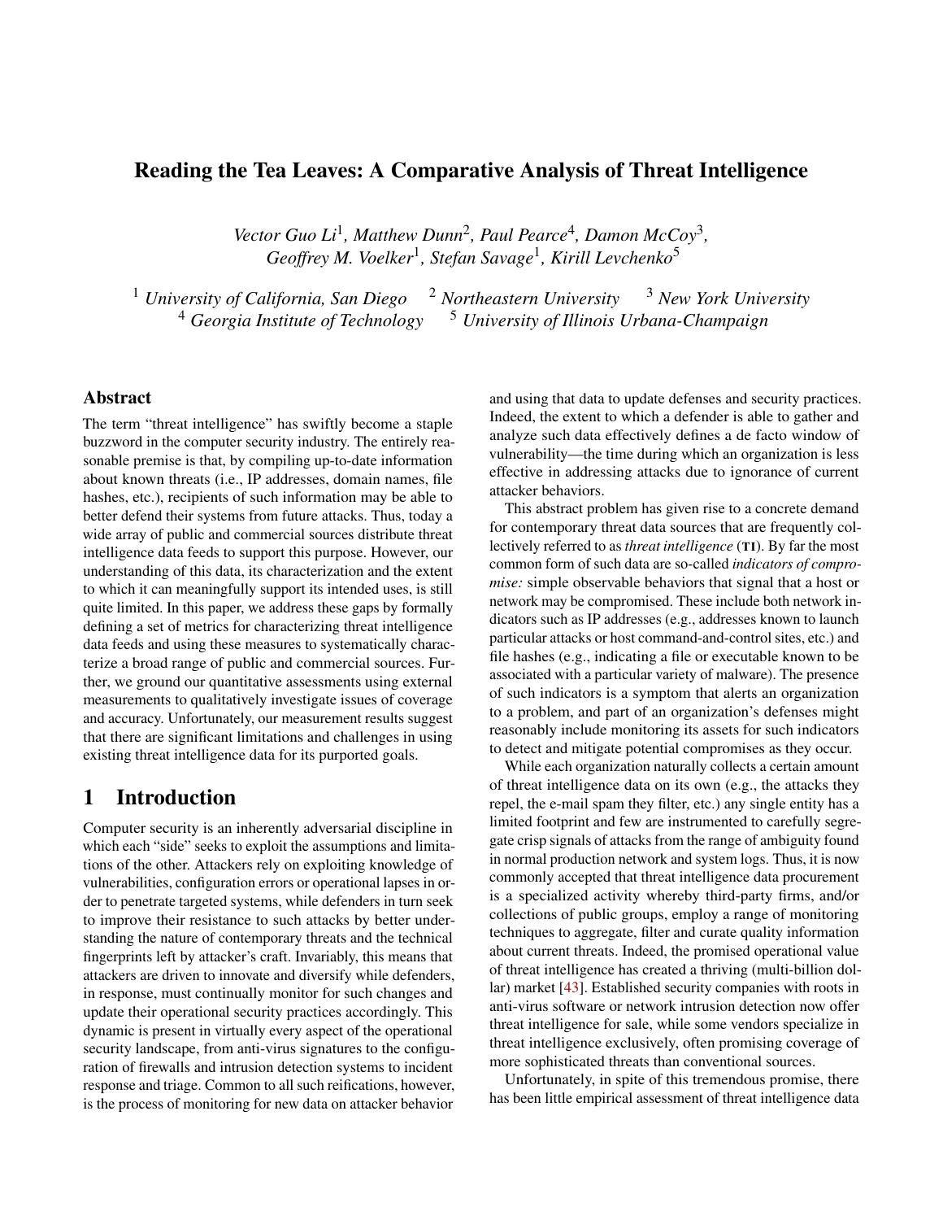# Reading the Tea Leaves: A Comparative Analysis of Threat Intelligence

*Vector Guo Li*[1]*, Matthew Dunn*[2]*, Paul Pearce*[4]*, Damon McCoy*[3]*,*
*Geoffrey M. Voelker*[1]*, Stefan Savage*[1]*, Kirill Levchenko*[5]

[1] *University of California, San Diego* [2] *Northeastern University* [3] *New York University*
[4] *Georgia Institute of Technology* [5] *University of Illinois Urbana-Champaign*

## Abstract

The term "threat intelligence" has swiftly become a staple buzzword in the computer security industry. The entirely reasonable premise is that, by compiling up-to-date information about known threats (i.e., IP addresses, domain names, file hashes, etc.), recipients of such information may be able to better defend their systems from future attacks. Thus, today a wide array of public and commercial sources distribute threat intelligence data feeds to support this purpose. However, our understanding of this data, its characterization and the extent to which it can meaningfully support its intended uses, is still quite limited. In this paper, we address these gaps by formally defining a set of metrics for characterizing threat intelligence data feeds and using these measures to systematically characterize a broad range of public and commercial sources. Further, we ground our quantitative assessments using external measurements to qualitatively investigate issues of coverage and accuracy. Unfortunately, our measurement results suggest that there are significant limitations and challenges in using existing threat intelligence data for its purported goals.

## 1 Introduction

Computer security is an inherently adversarial discipline in which each "side" seeks to exploit the assumptions and limitations of the other. Attackers rely on exploiting knowledge of vulnerabilities, configuration errors or operational lapses in order to penetrate targeted systems, while defenders in turn seek to improve their resistance to such attacks by better understanding the nature of contemporary threats and the technical fingerprints left by attacker's craft. Invariably, this means that attackers are driven to innovate and diversify while defenders, in response, must continually monitor for such changes and update their operational security practices accordingly. This dynamic is present in virtually every aspect of the operational security landscape, from anti-virus signatures to the configuration of firewalls and intrusion detection systems to incident response and triage. Common to all such reifications, however, is the process of monitoring for new data on attacker behavior and using that data to update defenses and security practices. Indeed, the extent to which a defender is able to gather and analyze such data effectively defines a de facto window of vulnerability—the time during which an organization is less effective in addressing attacks due to ignorance of current attacker behaviors.

This abstract problem has given rise to a concrete demand for contemporary threat data sources that are frequently collectively referred to as *threat intelligence* (**TI**). By far the most common form of such data are so-called *indicators of compromise:* simple observable behaviors that signal that a host or network may be compromised. These include both network indicators such as IP addresses (e.g., addresses known to launch particular attacks or host command-and-control sites, etc.) and file hashes (e.g., indicating a file or executable known to be associated with a particular variety of malware). The presence of such indicators is a symptom that alerts an organization to a problem, and part of an organization's defenses might reasonably include monitoring its assets for such indicators to detect and mitigate potential compromises as they occur.

While each organization naturally collects a certain amount of threat intelligence data on its own (e.g., the attacks they repel, the e-mail spam they filter, etc.) any single entity has a limited footprint and few are instrumented to carefully segregate crisp signals of attacks from the range of ambiguity found in normal production network and system logs. Thus, it is now commonly accepted that threat intelligence data procurement is a specialized activity whereby third-party firms, and/or collections of public groups, employ a range of monitoring techniques to aggregate, filter and curate quality information about current threats. Indeed, the promised operational value of threat intelligence has created a thriving (multi-billion dollar) market [43]. Established security companies with roots in anti-virus software or network intrusion detection now offer threat intelligence for sale, while some vendors specialize in threat intelligence exclusively, often promising coverage of more sophisticated threats than conventional sources.

Unfortunately, in spite of this tremendous promise, there has been little empirical assessment of threat intelligence data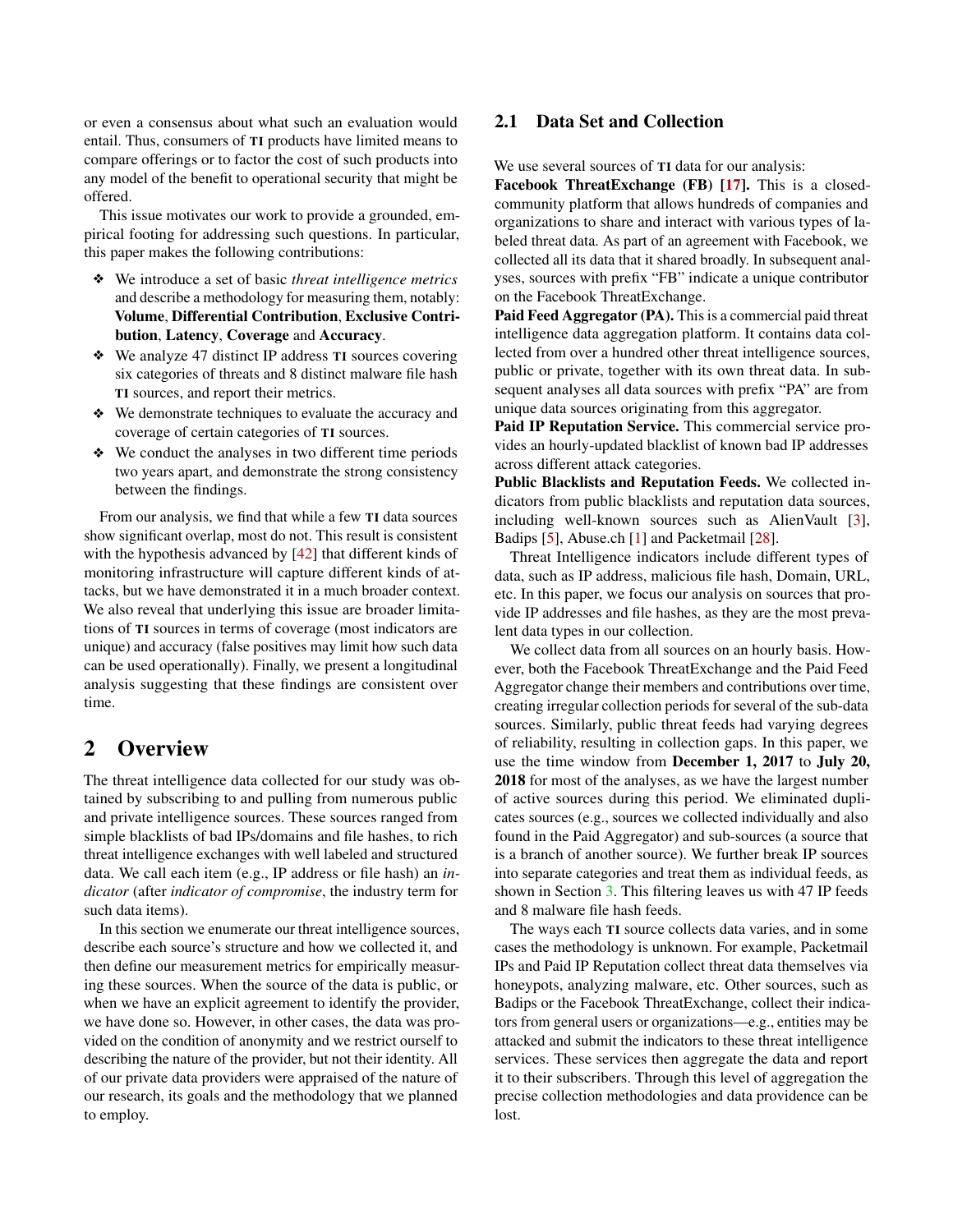or even a consensus about what such an evaluation would entail. Thus, consumers of TI products have limited means to compare offerings or to factor the cost of such products into any model of the benefit to operational security that might be offered.

This issue motivates our work to provide a grounded, empirical footing for addressing such questions. In particular, this paper makes the following contributions:

- We introduce a set of basic *threat intelligence metrics* and describe a methodology for measuring them, notably: **Volume**, **Differential Contribution**, **Exclusive Contribution**, **Latency**, **Coverage** and **Accuracy**.
- We analyze 47 distinct IP address TI sources covering six categories of threats and 8 distinct malware file hash TI sources, and report their metrics.
- We demonstrate techniques to evaluate the accuracy and coverage of certain categories of TI sources.
- We conduct the analyses in two different time periods two years apart, and demonstrate the strong consistency between the findings.

From our analysis, we find that while a few TI data sources show significant overlap, most do not. This result is consistent with the hypothesis advanced by [42] that different kinds of monitoring infrastructure will capture different kinds of attacks, but we have demonstrated it in a much broader context. We also reveal that underlying this issue are broader limitations of TI sources in terms of coverage (most indicators are unique) and accuracy (false positives may limit how such data can be used operationally). Finally, we present a longitudinal analysis suggesting that these findings are consistent over time.

# 2 Overview

The threat intelligence data collected for our study was obtained by subscribing to and pulling from numerous public and private intelligence sources. These sources ranged from simple blacklists of bad IPs/domains and file hashes, to rich threat intelligence exchanges with well labeled and structured data. We call each item (e.g., IP address or file hash) an *indicator* (after *indicator of compromise*, the industry term for such data items).

In this section we enumerate our threat intelligence sources, describe each source's structure and how we collected it, and then define our measurement metrics for empirically measuring these sources. When the source of the data is public, or when we have an explicit agreement to identify the provider, we have done so. However, in other cases, the data was provided on the condition of anonymity and we restrict ourself to describing the nature of the provider, but not their identity. All of our private data providers were appraised of the nature of our research, its goals and the methodology that we planned to employ.

## 2.1 Data Set and Collection

We use several sources of TI data for our analysis:

**Facebook ThreatExchange (FB) [17].** This is a closed-community platform that allows hundreds of companies and organizations to share and interact with various types of labeled threat data. As part of an agreement with Facebook, we collected all its data that it shared broadly. In subsequent analyses, sources with prefix "FB" indicate a unique contributor on the Facebook ThreatExchange.

**Paid Feed Aggregator (PA).** This is a commercial paid threat intelligence data aggregation platform. It contains data collected from over a hundred other threat intelligence sources, public or private, together with its own threat data. In subsequent analyses all data sources with prefix "PA" are from unique data sources originating from this aggregator.

**Paid IP Reputation Service.** This commercial service provides an hourly-updated blacklist of known bad IP addresses across different attack categories.

**Public Blacklists and Reputation Feeds.** We collected indicators from public blacklists and reputation data sources, including well-known sources such as AlienVault [3], Badips [5], Abuse.ch [1] and Packetmail [28].

Threat Intelligence indicators include different types of data, such as IP address, malicious file hash, Domain, URL, etc. In this paper, we focus our analysis on sources that provide IP addresses and file hashes, as they are the most prevalent data types in our collection.

We collect data from all sources on an hourly basis. However, both the Facebook ThreatExchange and the Paid Feed Aggregator change their members and contributions over time, creating irregular collection periods for several of the sub-data sources. Similarly, public threat feeds had varying degrees of reliability, resulting in collection gaps. In this paper, we use the time window from **December 1, 2017** to **July 20, 2018** for most of the analyses, as we have the largest number of active sources during this period. We eliminated duplicates sources (e.g., sources we collected individually and also found in the Paid Aggregator) and sub-sources (a source that is a branch of another source). We further break IP sources into separate categories and treat them as individual feeds, as shown in Section 3. This filtering leaves us with 47 IP feeds and 8 malware file hash feeds.

The ways each TI source collects data varies, and in some cases the methodology is unknown. For example, Packetmail IPs and Paid IP Reputation collect threat data themselves via honeypots, analyzing malware, etc. Other sources, such as Badips or the Facebook ThreatExchange, collect their indicators from general users or organizations—e.g., entities may be attacked and submit the indicators to these threat intelligence services. These services then aggregate the data and report it to their subscribers. Through this level of aggregation the precise collection methodologies and data providence can be lost.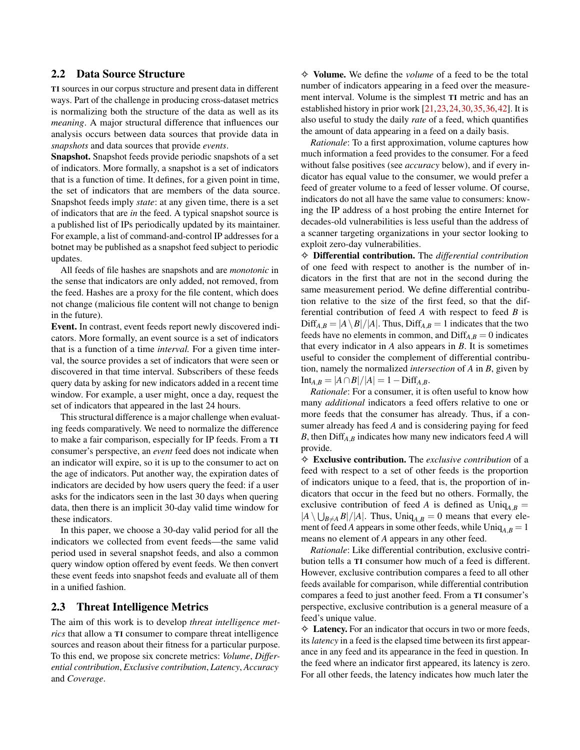## 2.2 Data Source Structure

**TI** sources in our corpus structure and present data in different ways. Part of the challenge in producing cross-dataset metrics is normalizing both the structure of the data as well as its *meaning*. A major structural difference that influences our analysis occurs between data sources that provide data in *snapshots* and data sources that provide *events*.

**Snapshot.** Snapshot feeds provide periodic snapshots of a set of indicators. More formally, a snapshot is a set of indicators that is a function of time. It defines, for a given point in time, the set of indicators that are members of the data source. Snapshot feeds imply *state*: at any given time, there is a set of indicators that are *in* the feed. A typical snapshot source is a published list of IPs periodically updated by its maintainer. For example, a list of command-and-control IP addresses for a botnet may be published as a snapshot feed subject to periodic updates.

All feeds of file hashes are snapshots and are *monotonic* in the sense that indicators are only added, not removed, from the feed. Hashes are a proxy for the file content, which does not change (malicious file content will not change to benign in the future).

**Event.** In contrast, event feeds report newly discovered indicators. More formally, an event source is a set of indicators that is a function of a time *interval*. For a given time interval, the source provides a set of indicators that were seen or discovered in that time interval. Subscribers of these feeds query data by asking for new indicators added in a recent time window. For example, a user might, once a day, request the set of indicators that appeared in the last 24 hours.

This structural difference is a major challenge when evaluating feeds comparatively. We need to normalize the difference to make a fair comparison, especially for IP feeds. From a **TI** consumer's perspective, an *event* feed does not indicate when an indicator will expire, so it is up to the consumer to act on the age of indicators. Put another way, the expiration dates of indicators are decided by how users query the feed: if a user asks for the indicators seen in the last 30 days when quering data, then there is an implicit 30-day valid time window for these indicators.

In this paper, we choose a 30-day valid period for all the indicators we collected from event feeds—the same valid period used in several snapshot feeds, and also a common query window option offered by event feeds. We then convert these event feeds into snapshot feeds and evaluate all of them in a unified fashion.

## 2.3 Threat Intelligence Metrics

The aim of this work is to develop *threat intelligence metrics* that allow a **TI** consumer to compare threat intelligence sources and reason about their fitness for a particular purpose. To this end, we propose six concrete metrics: *Volume*, *Differential contribution*, *Exclusive contribution*, *Latency*, *Accuracy* and *Coverage*.

✧ **Volume.** We define the *volume* of a feed to be the total number of indicators appearing in a feed over the measurement interval. Volume is the simplest **TI** metric and has an established history in prior work [21,23,24,30,35,36,42]. It is also useful to study the daily *rate* of a feed, which quantifies the amount of data appearing in a feed on a daily basis.

*Rationale*: To a first approximation, volume captures how much information a feed provides to the consumer. For a feed without false positives (see *accuracy* below), and if every indicator has equal value to the consumer, we would prefer a feed of greater volume to a feed of lesser volume. Of course, indicators do not all have the same value to consumers: knowing the IP address of a host probing the entire Internet for decades-old vulnerabilities is less useful than the address of a scanner targeting organizations in your sector looking to exploit zero-day vulnerabilities.

✧ **Differential contribution.** The *differential contribution* of one feed with respect to another is the number of indicators in the first that are not in the second during the same measurement period. We define differential contribution relative to the size of the first feed, so that the differential contribution of feed $A$ with respect to feed $B$ is $\text{Diff}_{A,B} = |A \setminus B|/|A|$. Thus, $\text{Diff}_{A,B} = 1$ indicates that the two feeds have no elements in common, and $\text{Diff}_{A,B} = 0$ indicates that every indicator in $A$ also appears in $B$. It is sometimes useful to consider the complement of differential contribution, namely the normalized *intersection* of $A$ in $B$, given by $\text{Int}_{A,B} = |A \cap B|/|A| = 1 - \text{Diff}_{A,B}$.

*Rationale*: For a consumer, it is often useful to know how many *additional* indicators a feed offers relative to one or more feeds that the consumer has already. Thus, if a consumer already has feed $A$ and is considering paying for feed $B$, then $\text{Diff}_{A,B}$ indicates how many new indicators feed $A$ will provide.

✧ **Exclusive contribution.** The *exclusive contribution* of a feed with respect to a set of other feeds is the proportion of indicators unique to a feed, that is, the proportion of indicators that occur in the feed but no others. Formally, the exclusive contribution of feed $A$ is defined as $\text{Uniq}_{A,B} = |A \setminus \bigcup_{B \neq A} B|/|A|$. Thus, $\text{Uniq}_{A,B} = 0$ means that every element of feed $A$ appears in some other feeds, while $\text{Uniq}_{A,B} = 1$ means no element of $A$ appears in any other feed.

*Rationale*: Like differential contribution, exclusive contribution tells a **TI** consumer how much of a feed is different. However, exclusive contribution compares a feed to all other feeds available for comparison, while differential contribution compares a feed to just another feed. From a **TI** consumer's perspective, exclusive contribution is a general measure of a feed's unique value.

✧ **Latency.** For an indicator that occurs in two or more feeds, its *latency* in a feed is the elapsed time between its first appearance in any feed and its appearance in the feed in question. In the feed where an indicator first appeared, its latency is zero. For all other feeds, the latency indicates how much later the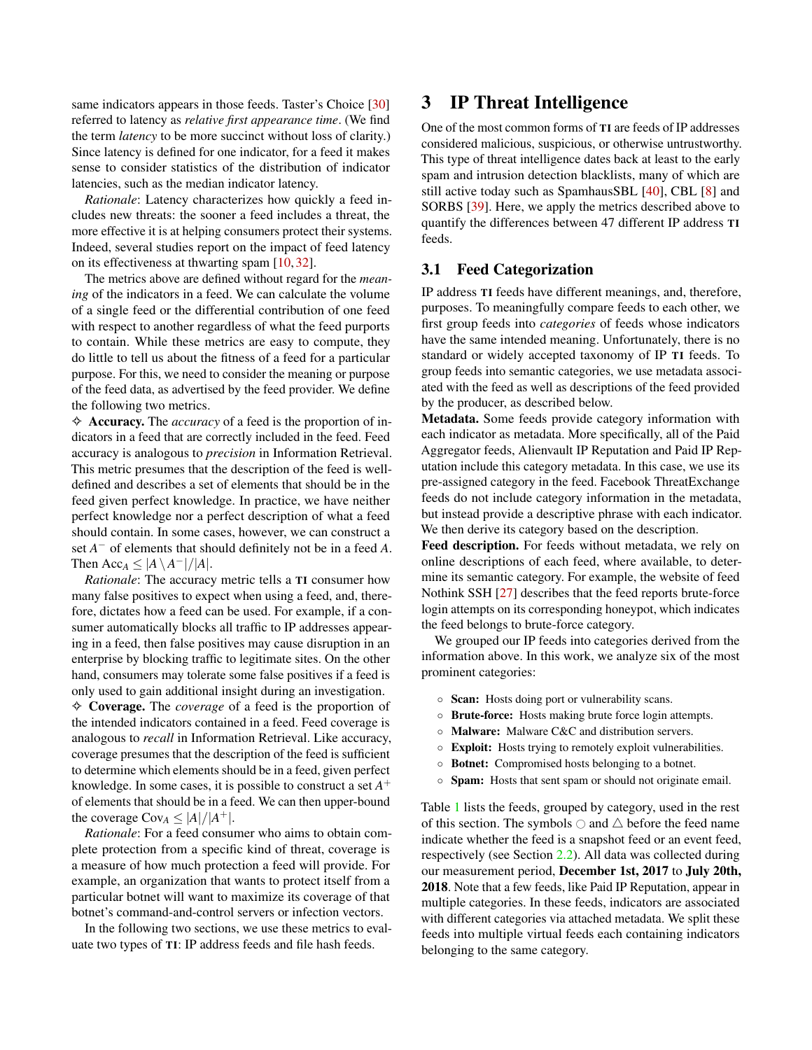same indicators appears in those feeds. Taster's Choice [30] referred to latency as *relative first appearance time*. (We find the term *latency* to be more succinct without loss of clarity.) Since latency is defined for one indicator, for a feed it makes sense to consider statistics of the distribution of indicator latencies, such as the median indicator latency.

*Rationale*: Latency characterizes how quickly a feed includes new threats: the sooner a feed includes a threat, the more effective it is at helping consumers protect their systems. Indeed, several studies report on the impact of feed latency on its effectiveness at thwarting spam [10, 32].

The metrics above are defined without regard for the *meaning* of the indicators in a feed. We can calculate the volume of a single feed or the differential contribution of one feed with respect to another regardless of what the feed purports to contain. While these metrics are easy to compute, they do little to tell us about the fitness of a feed for a particular purpose. For this, we need to consider the meaning or purpose of the feed data, as advertised by the feed provider. We define the following two metrics.

✧ **Accuracy.** The *accuracy* of a feed is the proportion of indicators in a feed that are correctly included in the feed. Feed accuracy is analogous to *precision* in Information Retrieval. This metric presumes that the description of the feed is well-defined and describes a set of elements that should be in the feed given perfect knowledge. In practice, we have neither perfect knowledge nor a perfect description of what a feed should contain. In some cases, however, we can construct a set $A^-$ of elements that should definitely not be in a feed $A$. Then $\text{Acc}_A \leq |A \setminus A^-|/|A|$.

*Rationale*: The accuracy metric tells a TI consumer how many false positives to expect when using a feed, and, therefore, dictates how a feed can be used. For example, if a consumer automatically blocks all traffic to IP addresses appearing in a feed, then false positives may cause disruption in an enterprise by blocking traffic to legitimate sites. On the other hand, consumers may tolerate some false positives if a feed is only used to gain additional insight during an investigation.

✧ **Coverage.** The *coverage* of a feed is the proportion of the intended indicators contained in a feed. Feed coverage is analogous to *recall* in Information Retrieval. Like accuracy, coverage presumes that the description of the feed is sufficient to determine which elements should be in a feed, given perfect knowledge. In some cases, it is possible to construct a set $A^+$ of elements that should be in a feed. We can then upper-bound the coverage $\text{Cov}_A \leq |A|/|A^+|$.

*Rationale*: For a feed consumer who aims to obtain complete protection from a specific kind of threat, coverage is a measure of how much protection a feed will provide. For example, an organization that wants to protect itself from a particular botnet will want to maximize its coverage of that botnet's command-and-control servers or infection vectors.

In the following two sections, we use these metrics to evaluate two types of TI: IP address feeds and file hash feeds.

# 3 IP Threat Intelligence

One of the most common forms of TI are feeds of IP addresses considered malicious, suspicious, or otherwise untrustworthy. This type of threat intelligence dates back at least to the early spam and intrusion detection blacklists, many of which are still active today such as SpamhausSBL [40], CBL [8] and SORBS [39]. Here, we apply the metrics described above to quantify the differences between 47 different IP address TI feeds.

## 3.1 Feed Categorization

IP address TI feeds have different meanings, and, therefore, purposes. To meaningfully compare feeds to each other, we first group feeds into *categories* of feeds whose indicators have the same intended meaning. Unfortunately, there is no standard or widely accepted taxonomy of IP TI feeds. To group feeds into semantic categories, we use metadata associated with the feed as well as descriptions of the feed provided by the producer, as described below.

**Metadata.** Some feeds provide category information with each indicator as metadata. More specifically, all of the Paid Aggregator feeds, Alienvault IP Reputation and Paid IP Reputation include this category metadata. In this case, we use its pre-assigned category in the feed. Facebook ThreatExchange feeds do not include category information in the metadata, but instead provide a descriptive phrase with each indicator. We then derive its category based on the description.

**Feed description.** For feeds without metadata, we rely on online descriptions of each feed, where available, to determine its semantic category. For example, the website of feed Nothink SSH [27] describes that the feed reports brute-force login attempts on its corresponding honeypot, which indicates the feed belongs to brute-force category.

We grouped our IP feeds into categories derived from the information above. In this work, we analyze six of the most prominent categories:

- **Scan:** Hosts doing port or vulnerability scans.
- **Brute-force:** Hosts making brute force login attempts.
- **Malware:** Malware C&C and distribution servers.
- **Exploit:** Hosts trying to remotely exploit vulnerabilities.
- **Botnet:** Compromised hosts belonging to a botnet.
- **Spam:** Hosts that sent spam or should not originate email.

Table 1 lists the feeds, grouped by category, used in the rest of this section. The symbols ○ and △ before the feed name indicate whether the feed is a snapshot feed or an event feed, respectively (see Section 2.2). All data was collected during our measurement period, **December 1st, 2017** to **July 20th, 2018**. Note that a few feeds, like Paid IP Reputation, appear in multiple categories. In these feeds, indicators are associated with different categories via attached metadata. We split these feeds into multiple virtual feeds each containing indicators belonging to the same category.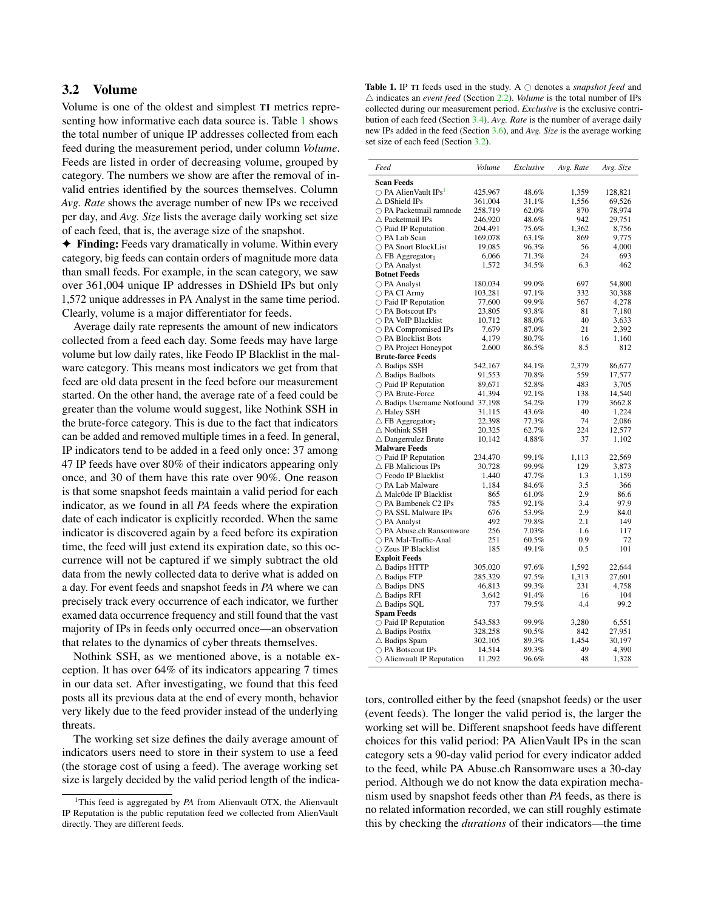### 3.2 Volume

Volume is one of the oldest and simplest **TI** metrics representing how informative each data source is. Table 1 shows the total number of unique IP addresses collected from each feed during the measurement period, under column *Volume*. Feeds are listed in order of decreasing volume, grouped by category. The numbers we show are after the removal of invalid entries identified by the sources themselves. Column *Avg. Rate* shows the average number of new IPs we received per day, and *Avg. Size* lists the average daily working set size of each feed, that is, the average size of the snapshot.

✦ **Finding:** Feeds vary dramatically in volume. Within every category, big feeds can contain orders of magnitude more data than small feeds. For example, in the scan category, we saw over 361,004 unique IP addresses in DShield IPs but only 1,572 unique addresses in PA Analyst in the same time period. Clearly, volume is a major differentiator for feeds.

Average daily rate represents the amount of new indicators collected from a feed each day. Some feeds may have large volume but low daily rates, like Feodo IP Blacklist in the malware category. This means most indicators we get from that feed are old data present in the feed before our measurement started. On the other hand, the average rate of a feed could be greater than the volume would suggest, like Nothink SSH in the brute-force category. This is due to the fact that indicators can be added and removed multiple times in a feed. In general, IP indicators tend to be added in a feed only once: 37 among 47 IP feeds have over 80% of their indicators appearing only once, and 30 of them have this rate over 90%. One reason is that some snapshot feeds maintain a valid period for each indicator, as we found in all *PA* feeds where the expiration date of each indicator is explicitly recorded. When the same indicator is discovered again by a feed before its expiration time, the feed will just extend its expiration date, so this occurrence will not be captured if we simply subtract the old data from the newly collected data to derive what is added on a day. For event feeds and snapshot feeds in *PA* where we can precisely track every occurrence of each indicator, we further examed data occurrence frequency and still found that the vast majority of IPs in feeds only occurred once—an observation that relates to the dynamics of cyber threats themselves.

Nothink SSH, as we mentioned above, is a notable exception. It has over 64% of its indicators appearing 7 times in our data set. After investigating, we found that this feed posts all its previous data at the end of every month, behavior very likely due to the feed provider instead of the underlying threats.

The working set size defines the daily average amount of indicators users need to store in their system to use a feed (the storage cost of using a feed). The average working set size is largely decided by the valid period length of the indicators, controlled either by the feed (snapshot feeds) or the user (event feeds). The longer the valid period is, the larger the working set will be. Different snapshoot feeds have different choices for this valid period: PA AlienVault IPs in the scan category sets a 90-day valid period for every indicator added to the feed, while PA Abuse.ch Ransomware uses a 30-day period. Although we do not know the data expiration mechanism used by snapshot feeds other than *PA* feeds, as there is no related information recorded, we can still roughly estimate this by checking the *durations* of their indicators—the time

**Table 1.** IP **TI** feeds used in the study. A ○ denotes a *snapshot feed* and △ indicates an *event feed* (Section 2.2). *Volume* is the total number of IPs collected during our measurement period. *Exclusive* is the exclusive contribution of each feed (Section 3.4). *Avg. Rate* is the number of average daily new IPs added in the feed (Section 3.6), and *Avg. Size* is the average working set size of each feed (Section 3.2).

| *Feed* | *Volume* | *Exclusive* | *Avg. Rate* | *Avg. Size* |
|---|---|---|---|---|
| **Scan Feeds** | | | | |
| ○ PA AlienVault IPs[1] | 425,967 | 48.6% | 1,359 | 128,821 |
| △ DShield IPs | 361,004 | 31.1% | 1,556 | 69,526 |
| ○ PA Packetmail ramnode | 258,719 | 62.0% | 870 | 78,974 |
| △ Packetmail IPs | 246,920 | 48.6% | 942 | 29,751 |
| ○ Paid IP Reputation | 204,491 | 75.6% | 1,362 | 8,756 |
| ○ PA Lab Scan | 169,078 | 63.1% | 869 | 9,775 |
| ○ PA Snort BlockList | 19,085 | 96.3% | 56 | 4,000 |
| △ FB Aggregator$_1$ | 6,066 | 71.3% | 24 | 693 |
| ○ PA Analyst | 1,572 | 34.5% | 6.3 | 462 |
| **Botnet Feeds** | | | | |
| ○ PA Analyst | 180,034 | 99.0% | 697 | 54,800 |
| ○ PA CI Army | 103,281 | 97.1% | 332 | 30,388 |
| ○ Paid IP Reputation | 77,600 | 99.9% | 567 | 4,278 |
| ○ PA Botscout IPs | 23,805 | 93.8% | 81 | 7,180 |
| ○ PA VoIP Blacklist | 10,712 | 88.0% | 40 | 3,633 |
| ○ PA Compromised IPs | 7,679 | 87.0% | 21 | 2,392 |
| ○ PA Blocklist Bots | 4,179 | 80.7% | 16 | 1,160 |
| ○ PA Project Honeypot | 2,600 | 86.5% | 8.5 | 812 |
| **Brute-force Feeds** | | | | |
| △ Badips SSH | 542,167 | 84.1% | 2,379 | 86,677 |
| △ Badips Badbots | 91,553 | 70.8% | 559 | 17,577 |
| ○ Paid IP Reputation | 89,671 | 52.8% | 483 | 3,705 |
| ○ PA Brute-Force | 41,394 | 92.1% | 138 | 14,540 |
| △ Badips Username Notfound | 37,198 | 54.2% | 179 | 3662.8 |
| △ Haley SSH | 31,115 | 43.6% | 40 | 1,224 |
| △ FB Aggregator$_2$ | 22,398 | 77.3% | 74 | 2,086 |
| △ Nothink SSH | 20,325 | 62.7% | 224 | 12,577 |
| △ Dangerrulez Brute | 10,142 | 4.88% | 37 | 1,102 |
| **Malware Feeds** | | | | |
| ○ Paid IP Reputation | 234,470 | 99.1% | 1,113 | 22,569 |
| △ FB Malicious IPs | 30,728 | 99.9% | 129 | 3,873 |
| ○ Feodo IP Blacklist | 1,440 | 47.7% | 1.3 | 1,159 |
| ○ PA Lab Malware | 1,184 | 84.6% | 3.5 | 366 |
| △ Malc0de IP Blacklist | 865 | 61.0% | 2.9 | 86.6 |
| ○ PA Bambenek C2 IPs | 785 | 92.1% | 3.4 | 97.9 |
| ○ PA SSL Malware IPs | 676 | 53.9% | 2.9 | 84.0 |
| ○ PA Analyst | 492 | 79.8% | 2.1 | 149 |
| ○ PA Abuse.ch Ransomware | 256 | 7.03% | 1.6 | 117 |
| ○ PA Mal-Traffic-Anal | 251 | 60.5% | 0.9 | 72 |
| ○ Zeus IP Blacklist | 185 | 49.1% | 0.5 | 101 |
| **Exploit Feeds** | | | | |
| △ Badips HTTP | 305,020 | 97.6% | 1,592 | 22,644 |
| △ Badips FTP | 285,329 | 97.5% | 1,313 | 27,601 |
| △ Badips DNS | 46,813 | 99.3% | 231 | 4,758 |
| △ Badips RFI | 3,642 | 91.4% | 16 | 104 |
| △ Badips SQL | 737 | 79.5% | 4.4 | 99.2 |
| **Spam Feeds** | | | | |
| ○ Paid IP Reputation | 543,583 | 99.9% | 3,280 | 6,551 |
| △ Badips Postfix | 328,258 | 90.5% | 842 | 27,951 |
| △ Badips Spam | 302,105 | 89.3% | 1,454 | 30,197 |
| ○ PA Botscout IPs | 14,514 | 89.3% | 49 | 4,390 |
| ○ Alienvault IP Reputation | 11,292 | 96.6% | 48 | 1,328 |

[1]This feed is aggregated by *PA* from Alienvault OTX, the Alienvault IP Reputation is the public reputation feed we collected from AlienVault directly. They are different feeds.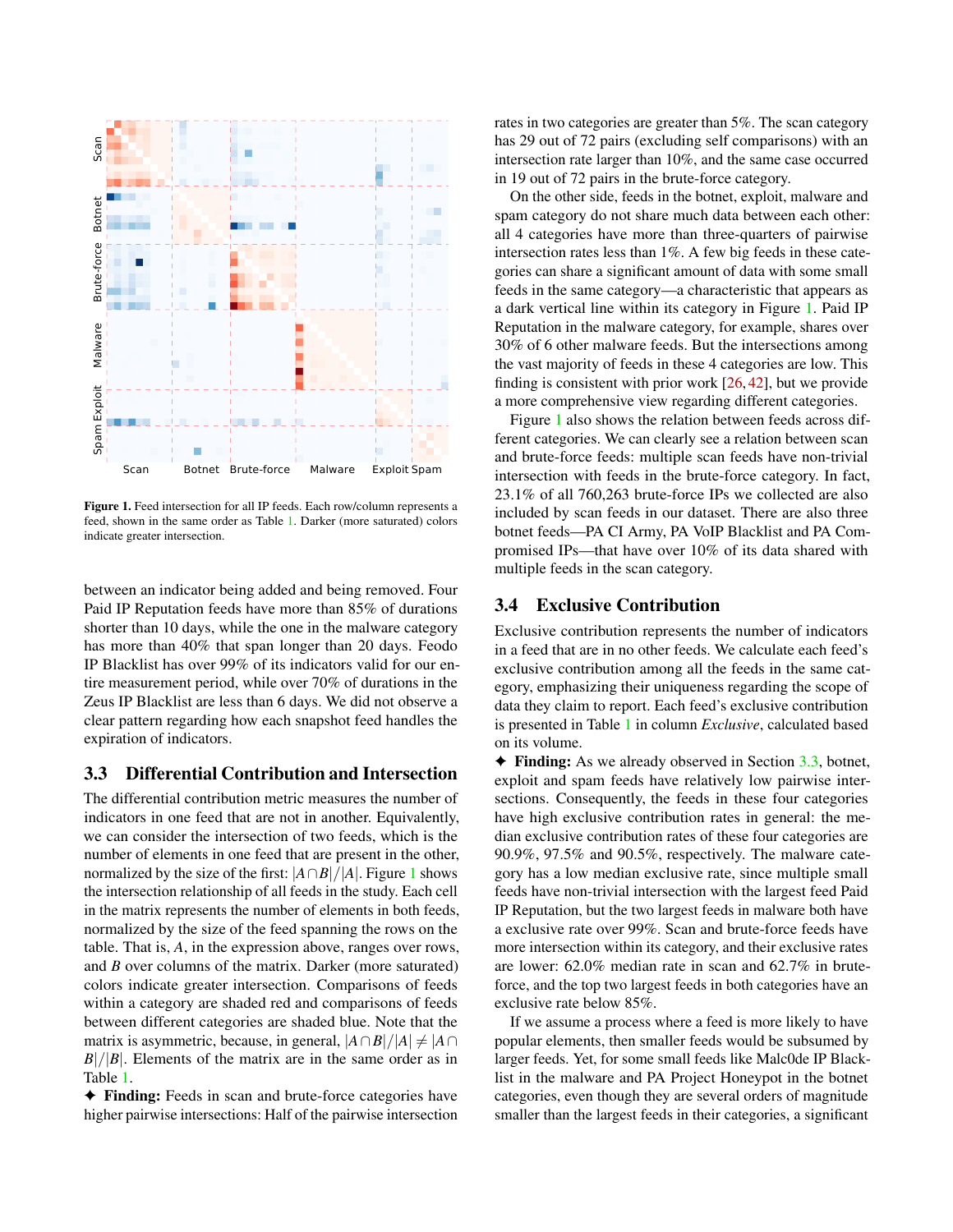Figure 1. Feed intersection for all IP feeds. Each row/column represents a feed, shown in the same order as Table 1. Darker (more saturated) colors indicate greater intersection.

between an indicator being added and being removed. Four Paid IP Reputation feeds have more than 85% of durations shorter than 10 days, while the one in the malware category has more than 40% that span longer than 20 days. Feodo IP Blacklist has over 99% of its indicators valid for our entire measurement period, while over 70% of durations in the Zeus IP Blacklist are less than 6 days. We did not observe a clear pattern regarding how each snapshot feed handles the expiration of indicators.

### 3.3 Differential Contribution and Intersection

The differential contribution metric measures the number of indicators in one feed that are not in another. Equivalently, we can consider the intersection of two feeds, which is the number of elements in one feed that are present in the other, normalized by the size of the first: $|A \cap B|/|A|$. Figure 1 shows the intersection relationship of all feeds in the study. Each cell in the matrix represents the number of elements in both feeds, normalized by the size of the feed spanning the rows on the table. That is, $A$, in the expression above, ranges over rows, and $B$ over columns of the matrix. Darker (more saturated) colors indicate greater intersection. Comparisons of feeds within a category are shaded red and comparisons of feeds between different categories are shaded blue. Note that the matrix is asymmetric, because, in general, $|A \cap B|/|A| \neq |A \cap B|/|B|$. Elements of the matrix are in the same order as in Table 1.

✦ **Finding:** Feeds in scan and brute-force categories have higher pairwise intersections: Half of the pairwise intersection rates in two categories are greater than 5%. The scan category has 29 out of 72 pairs (excluding self comparisons) with an intersection rate larger than 10%, and the same case occurred in 19 out of 72 pairs in the brute-force category.

On the other side, feeds in the botnet, exploit, malware and spam category do not share much data between each other: all 4 categories have more than three-quarters of pairwise intersection rates less than 1%. A few big feeds in these categories can share a significant amount of data with some small feeds in the same category—a characteristic that appears as a dark vertical line within its category in Figure 1. Paid IP Reputation in the malware category, for example, shares over 30% of 6 other malware feeds. But the intersections among the vast majority of feeds in these 4 categories are low. This finding is consistent with prior work [26, 42], but we provide a more comprehensive view regarding different categories.

Figure 1 also shows the relation between feeds across different categories. We can clearly see a relation between scan and brute-force feeds: multiple scan feeds have non-trivial intersection with feeds in the brute-force category. In fact, 23.1% of all 760,263 brute-force IPs we collected are also included by scan feeds in our dataset. There are also three botnet feeds—PA CI Army, PA VoIP Blacklist and PA Compromised IPs—that have over 10% of its data shared with multiple feeds in the scan category.

### 3.4 Exclusive Contribution

Exclusive contribution represents the number of indicators in a feed that are in no other feeds. We calculate each feed's exclusive contribution among all the feeds in the same category, emphasizing their uniqueness regarding the scope of data they claim to report. Each feed's exclusive contribution is presented in Table 1 in column *Exclusive*, calculated based on its volume.

✦ **Finding:** As we already observed in Section 3.3, botnet, exploit and spam feeds have relatively low pairwise intersections. Consequently, the feeds in these four categories have high exclusive contribution rates in general: the median exclusive contribution rates of these four categories are 90.9%, 97.5% and 90.5%, respectively. The malware category has a low median exclusive rate, since multiple small feeds have non-trivial intersection with the largest feed Paid IP Reputation, but the two largest feeds in malware both have a exclusive rate over 99%. Scan and brute-force feeds have more intersection within its category, and their exclusive rates are lower: 62.0% median rate in scan and 62.7% in brute-force, and the top two largest feeds in both categories have an exclusive rate below 85%.

If we assume a process where a feed is more likely to have popular elements, then smaller feeds would be subsumed by larger feeds. Yet, for some small feeds like Malc0de IP Blacklist in the malware and PA Project Honeypot in the botnet categories, even though they are several orders of magnitude smaller than the largest feeds in their categories, a significant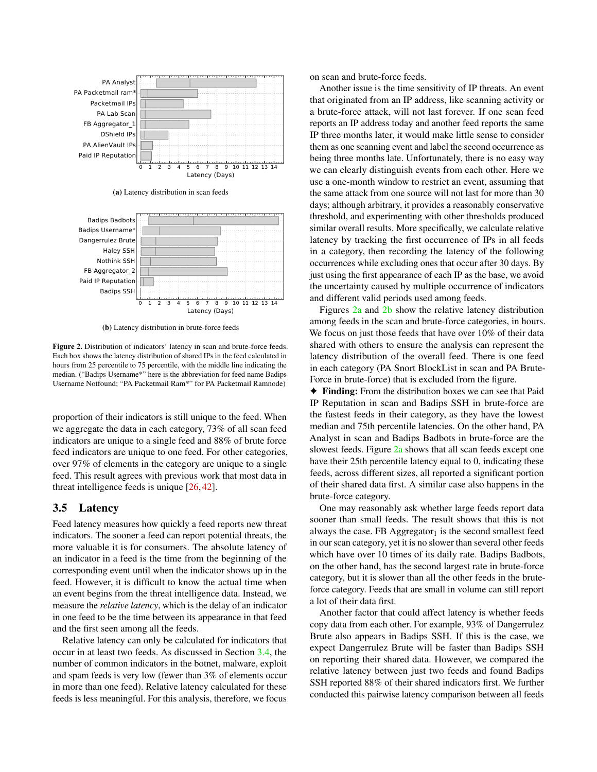(a) Latency distribution in scan feeds

(b) Latency distribution in brute-force feeds

**Figure 2.** Distribution of indicators' latency in scan and brute-force feeds. Each box shows the latency distribution of shared IPs in the feed calculated in hours from 25 percentile to 75 percentile, with the middle line indicating the median. ("Badips Username*" here is the abbreviation for feed name Badips Username Notfound; "PA Packetmail Ram*" for PA Packetmail Ramnode)

proportion of their indicators is still unique to the feed. When we aggregate the data in each category, 73% of all scan feed indicators are unique to a single feed and 88% of brute force feed indicators are unique to one feed. For other categories, over 97% of elements in the category are unique to a single feed. This result agrees with previous work that most data in threat intelligence feeds is unique [26, 42].

## 3.5 Latency

Feed latency measures how quickly a feed reports new threat indicators. The sooner a feed can report potential threats, the more valuable it is for consumers. The absolute latency of an indicator in a feed is the time from the beginning of the corresponding event until when the indicator shows up in the feed. However, it is difficult to know the actual time when an event begins from the threat intelligence data. Instead, we measure the *relative latency*, which is the delay of an indicator in one feed to be the time between its appearance in that feed and the first seen among all the feeds.

Relative latency can only be calculated for indicators that occur in at least two feeds. As discussed in Section 3.4, the number of common indicators in the botnet, malware, exploit and spam feeds is very low (fewer than 3% of elements occur in more than one feed). Relative latency calculated for these feeds is less meaningful. For this analysis, therefore, we focus on scan and brute-force feeds.

Another issue is the time sensitivity of IP threats. An event that originated from an IP address, like scanning activity or a brute-force attack, will not last forever. If one scan feed reports an IP address today and another feed reports the same IP three months later, it would make little sense to consider them as one scanning event and label the second occurrence as being three months late. Unfortunately, there is no easy way we can clearly distinguish events from each other. Here we use a one-month window to restrict an event, assuming that the same attack from one source will not last for more than 30 days; although arbitrary, it provides a reasonably conservative threshold, and experimenting with other thresholds produced similar overall results. More specifically, we calculate relative latency by tracking the first occurrence of IPs in all feeds in a category, then recording the latency of the following occurrences while excluding ones that occur after 30 days. By just using the first appearance of each IP as the base, we avoid the uncertainty caused by multiple occurrence of indicators and different valid periods used among feeds.

Figures 2a and 2b show the relative latency distribution among feeds in the scan and brute-force categories, in hours. We focus on just those feeds that have over 10% of their data shared with others to ensure the analysis can represent the latency distribution of the overall feed. There is one feed in each category (PA Snort BlockList in scan and PA Brute-Force in brute-force) that is excluded from the figure.

✦ **Finding:** From the distribution boxes we can see that Paid IP Reputation in scan and Badips SSH in brute-force are the fastest feeds in their category, as they have the lowest median and 75th percentile latencies. On the other hand, PA Analyst in scan and Badips Badbots in brute-force are the slowest feeds. Figure 2a shows that all scan feeds except one have their 25th percentile latency equal to 0, indicating these feeds, across different sizes, all reported a significant portion of their shared data first. A similar case also happens in the brute-force category.

One may reasonably ask whether large feeds report data sooner than small feeds. The result shows that this is not always the case. FB $\text{Aggregator}_1$ is the second smallest feed in our scan category, yet it is no slower than several other feeds which have over 10 times of its daily rate. Badips Badbots, on the other hand, has the second largest rate in brute-force category, but it is slower than all the other feeds in the brute-force category. Feeds that are small in volume can still report a lot of their data first.

Another factor that could affect latency is whether feeds copy data from each other. For example, 93% of Dangerrulez Brute also appears in Badips SSH. If this is the case, we expect Dangerrulez Brute will be faster than Badips SSH on reporting their shared data. However, we compared the relative latency between just two feeds and found Badips SSH reported 88% of their shared indicators first. We further conducted this pairwise latency comparison between all feeds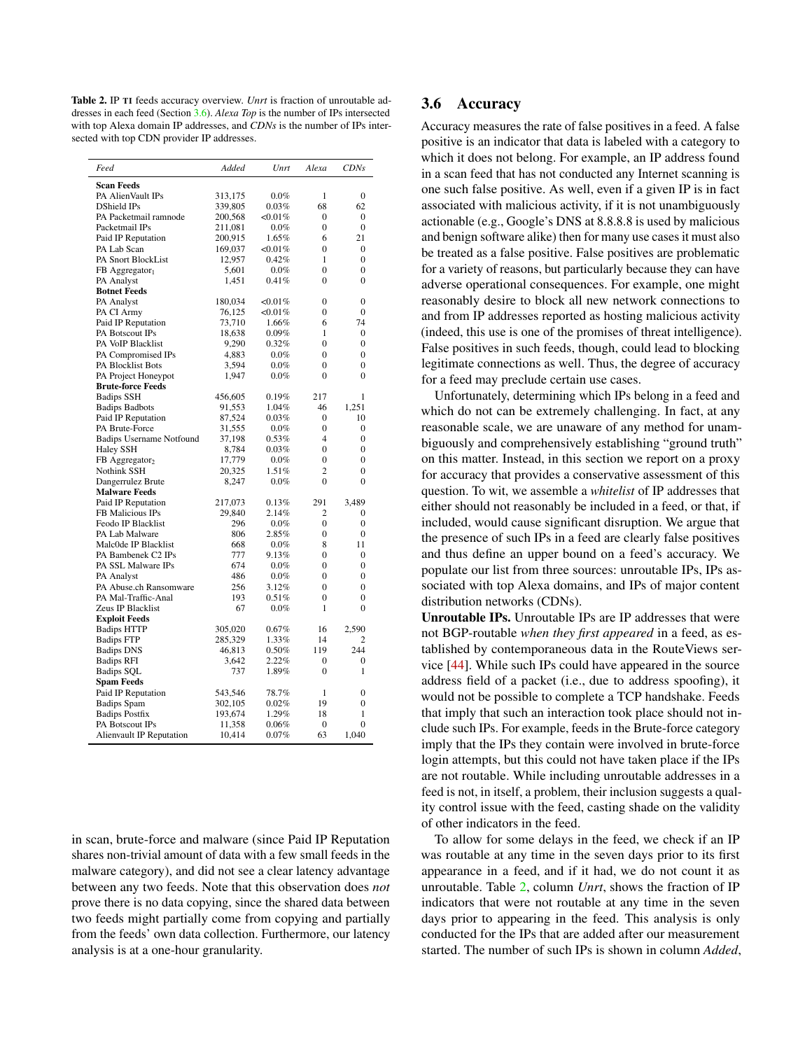**Table 2.** IP TI feeds accuracy overview. *Unrt* is fraction of unroutable addresses in each feed (Section 3.6). *Alexa Top* is the number of IPs intersected with top Alexa domain IP addresses, and *CDNs* is the number of IPs intersected with top CDN provider IP addresses.

| *Feed* | *Added* | *Unrt* | *Alexa* | *CDNs* |
|---|---|---|---|---|
| **Scan Feeds** | | | | |
| PA AlienVault IPs | 313,175 | 0.0% | 1 | 0 |
| DShield IPs | 339,805 | 0.03% | 68 | 62 |
| PA Packetmail ramnode | 200,568 | <0.01% | 0 | 0 |
| Packetmail IPs | 211,081 | 0.0% | 0 | 0 |
| Paid IP Reputation | 200,915 | 1.65% | 6 | 21 |
| PA Lab Scan | 169,037 | <0.01% | 0 | 0 |
| PA Snort BlockList | 12,957 | 0.42% | 1 | 0 |
| FB $\text{Aggregator}_1$ | 5,601 | 0.0% | 0 | 0 |
| PA Analyst | 1,451 | 0.41% | 0 | 0 |
| **Botnet Feeds** | | | | |
| PA Analyst | 180,034 | <0.01% | 0 | 0 |
| PA CI Army | 76,125 | <0.01% | 0 | 0 |
| Paid IP Reputation | 73,710 | 1.66% | 6 | 74 |
| PA Botscout IPs | 18,638 | 0.09% | 1 | 0 |
| PA VoIP Blacklist | 9,290 | 0.32% | 0 | 0 |
| PA Compromised IPs | 4,883 | 0.0% | 0 | 0 |
| PA Blocklist Bots | 3,594 | 0.0% | 0 | 0 |
| PA Project Honeypot | 1,947 | 0.0% | 0 | 0 |
| **Brute-force Feeds** | | | | |
| Badips SSH | 456,605 | 0.19% | 217 | 1 |
| Badips Badbots | 91,553 | 1.04% | 46 | 1,251 |
| Paid IP Reputation | 87,524 | 0.03% | 0 | 10 |
| PA Brute-Force | 31,555 | 0.0% | 0 | 0 |
| Badips Username Notfound | 37,198 | 0.53% | 4 | 0 |
| Haley SSH | 8,784 | 0.03% | 0 | 0 |
| FB $\text{Aggregator}_2$ | 17,779 | 0.0% | 0 | 0 |
| Nothink SSH | 20,325 | 1.51% | 2 | 0 |
| Dangerrulez Brute | 8,247 | 0.0% | 0 | 0 |
| **Malware Feeds** | | | | |
| Paid IP Reputation | 217,073 | 0.13% | 291 | 3,489 |
| FB Malicious IPs | 29,840 | 2.14% | 2 | 0 |
| Feodo IP Blacklist | 296 | 0.0% | 0 | 0 |
| PA Lab Malware | 806 | 2.85% | 0 | 0 |
| Malc0de IP Blacklist | 668 | 0.0% | 8 | 11 |
| PA Bambenek C2 IPs | 777 | 9.13% | 0 | 0 |
| PA SSL Malware IPs | 674 | 0.0% | 0 | 0 |
| PA Analyst | 486 | 0.0% | 0 | 0 |
| PA Abuse.ch Ransomware | 256 | 3.12% | 0 | 0 |
| PA Mal-Traffic-Anal | 193 | 0.51% | 0 | 0 |
| Zeus IP Blacklist | 67 | 0.0% | 1 | 0 |
| **Exploit Feeds** | | | | |
| Badips HTTP | 305,020 | 0.67% | 16 | 2,590 |
| Badips FTP | 285,329 | 1.33% | 14 | 2 |
| Badips DNS | 46,813 | 0.50% | 119 | 244 |
| Badips RFI | 3,642 | 2.22% | 0 | 0 |
| Badips SQL | 737 | 1.89% | 0 | 1 |
| **Spam Feeds** | | | | |
| Paid IP Reputation | 543,546 | 78.7% | 1 | 0 |
| Badips Spam | 302,105 | 0.02% | 19 | 0 |
| Badips Postfix | 193,674 | 1.29% | 18 | 1 |
| PA Botscout IPs | 11,358 | 0.06% | 0 | 0 |
| Alienvault IP Reputation | 10,414 | 0.07% | 63 | 1,040 |

in scan, brute-force and malware (since Paid IP Reputation shares non-trivial amount of data with a few small feeds in the malware category), and did not see a clear latency advantage between any two feeds. Note that this observation does *not* prove there is no data copying, since the shared data between two feeds might partially come from copying and partially from the feeds' own data collection. Furthermore, our latency analysis is at a one-hour granularity.

## 3.6 Accuracy

Accuracy measures the rate of false positives in a feed. A false positive is an indicator that data is labeled with a category to which it does not belong. For example, an IP address found in a scan feed that has not conducted any Internet scanning is one such false positive. As well, even if a given IP is in fact associated with malicious activity, if it is not unambiguously actionable (e.g., Google's DNS at 8.8.8.8 is used by malicious and benign software alike) then for many use cases it must also be treated as a false positive. False positives are problematic for a variety of reasons, but particularly because they can have adverse operational consequences. For example, one might reasonably desire to block all new network connections to and from IP addresses reported as hosting malicious activity (indeed, this use is one of the promises of threat intelligence). False positives in such feeds, though, could lead to blocking legitimate connections as well. Thus, the degree of accuracy for a feed may preclude certain use cases.

Unfortunately, determining which IPs belong in a feed and which do not can be extremely challenging. In fact, at any reasonable scale, we are unaware of any method for unambiguously and comprehensively establishing "ground truth" on this matter. Instead, in this section we report on a proxy for accuracy that provides a conservative assessment of this question. To wit, we assemble a *whitelist* of IP addresses that either should not reasonably be included in a feed, or that, if included, would cause significant disruption. We argue that the presence of such IPs in a feed are clearly false positives and thus define an upper bound on a feed's accuracy. We populate our list from three sources: unroutable IPs, IPs associated with top Alexa domains, and IPs of major content distribution networks (CDNs).

**Unroutable IPs.** Unroutable IPs are IP addresses that were not BGP-routable *when they first appeared* in a feed, as established by contemporaneous data in the RouteViews service [44]. While such IPs could have appeared in the source address field of a packet (i.e., due to address spoofing), it would not be possible to complete a TCP handshake. Feeds that imply that such an interaction took place should not include such IPs. For example, feeds in the Brute-force category imply that the IPs they contain were involved in brute-force login attempts, but this could not have taken place if the IPs are not routable. While including unroutable addresses in a feed is not, in itself, a problem, their inclusion suggests a quality control issue with the feed, casting shade on the validity of other indicators in the feed.

To allow for some delays in the feed, we check if an IP was routable at any time in the seven days prior to its first appearance in a feed, and if it had, we do not count it as unroutable. Table 2, column *Unrt*, shows the fraction of IP indicators that were not routable at any time in the seven days prior to appearing in the feed. This analysis is only conducted for the IPs that are added after our measurement started. The number of such IPs is shown in column *Added*,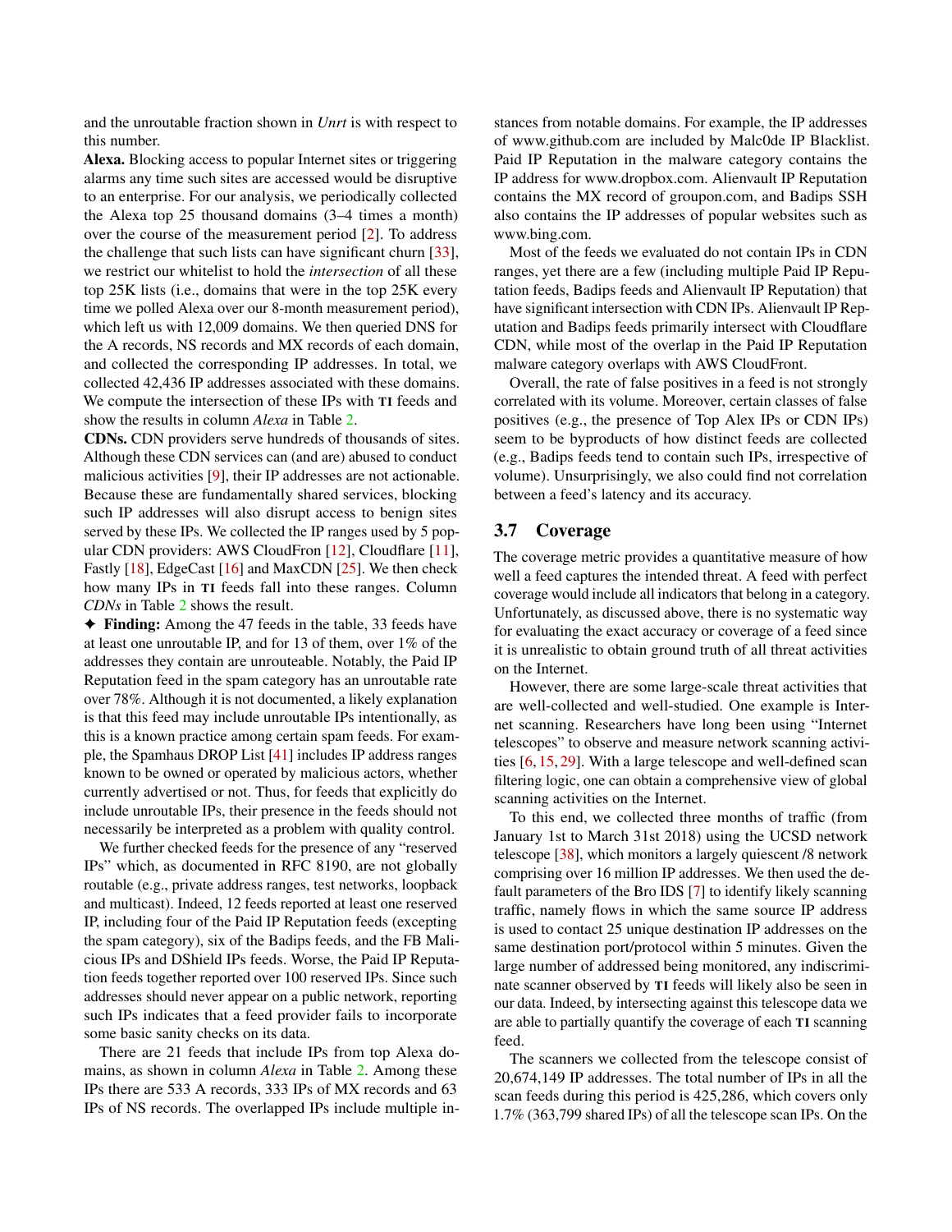and the unroutable fraction shown in *Unrt* is with respect to this number.

**Alexa.** Blocking access to popular Internet sites or triggering alarms any time such sites are accessed would be disruptive to an enterprise. For our analysis, we periodically collected the Alexa top 25 thousand domains (3–4 times a month) over the course of the measurement period [2]. To address the challenge that such lists can have significant churn [33], we restrict our whitelist to hold the *intersection* of all these top 25K lists (i.e., domains that were in the top 25K every time we polled Alexa over our 8-month measurement period), which left us with 12,009 domains. We then queried DNS for the A records, NS records and MX records of each domain, and collected the corresponding IP addresses. In total, we collected 42,436 IP addresses associated with these domains. We compute the intersection of these IPs with TI feeds and show the results in column *Alexa* in Table 2.

**CDNs.** CDN providers serve hundreds of thousands of sites. Although these CDN services can (and are) abused to conduct malicious activities [9], their IP addresses are not actionable. Because these are fundamentally shared services, blocking such IP addresses will also disrupt access to benign sites served by these IPs. We collected the IP ranges used by 5 popular CDN providers: AWS CloudFron [12], Cloudflare [11], Fastly [18], EdgeCast [16] and MaxCDN [25]. We then check how many IPs in TI feeds fall into these ranges. Column *CDNs* in Table 2 shows the result.

✦ **Finding:** Among the 47 feeds in the table, 33 feeds have at least one unroutable IP, and for 13 of them, over 1% of the addresses they contain are unrouteable. Notably, the Paid IP Reputation feed in the spam category has an unroutable rate over 78%. Although it is not documented, a likely explanation is that this feed may include unroutable IPs intentionally, as this is a known practice among certain spam feeds. For example, the Spamhaus DROP List [41] includes IP address ranges known to be owned or operated by malicious actors, whether currently advertised or not. Thus, for feeds that explicitly do include unroutable IPs, their presence in the feeds should not necessarily be interpreted as a problem with quality control.

We further checked feeds for the presence of any "reserved IPs" which, as documented in RFC 8190, are not globally routable (e.g., private address ranges, test networks, loopback and multicast). Indeed, 12 feeds reported at least one reserved IP, including four of the Paid IP Reputation feeds (excepting the spam category), six of the Badips feeds, and the FB Malicious IPs and DShield IPs feeds. Worse, the Paid IP Reputation feeds together reported over 100 reserved IPs. Since such addresses should never appear on a public network, reporting such IPs indicates that a feed provider fails to incorporate some basic sanity checks on its data.

There are 21 feeds that include IPs from top Alexa domains, as shown in column *Alexa* in Table 2. Among these IPs there are 533 A records, 333 IPs of MX records and 63 IPs of NS records. The overlapped IPs include multiple instances from notable domains. For example, the IP addresses of www.github.com are included by Malc0de IP Blacklist. Paid IP Reputation in the malware category contains the IP address for www.dropbox.com. Alienvault IP Reputation contains the MX record of groupon.com, and Badips SSH also contains the IP addresses of popular websites such as www.bing.com.

Most of the feeds we evaluated do not contain IPs in CDN ranges, yet there are a few (including multiple Paid IP Reputation feeds, Badips feeds and Alienvault IP Reputation) that have significant intersection with CDN IPs. Alienvault IP Reputation and Badips feeds primarily intersect with Cloudflare CDN, while most of the overlap in the Paid IP Reputation malware category overlaps with AWS CloudFront.

Overall, the rate of false positives in a feed is not strongly correlated with its volume. Moreover, certain classes of false positives (e.g., the presence of Top Alex IPs or CDN IPs) seem to be byproducts of how distinct feeds are collected (e.g., Badips feeds tend to contain such IPs, irrespective of volume). Unsurprisingly, we also could find not correlation between a feed's latency and its accuracy.

### 3.7 Coverage

The coverage metric provides a quantitative measure of how well a feed captures the intended threat. A feed with perfect coverage would include all indicators that belong in a category. Unfortunately, as discussed above, there is no systematic way for evaluating the exact accuracy or coverage of a feed since it is unrealistic to obtain ground truth of all threat activities on the Internet.

However, there are some large-scale threat activities that are well-collected and well-studied. One example is Internet scanning. Researchers have long been using "Internet telescopes" to observe and measure network scanning activities [6, 15, 29]. With a large telescope and well-defined scan filtering logic, one can obtain a comprehensive view of global scanning activities on the Internet.

To this end, we collected three months of traffic (from January 1st to March 31st 2018) using the UCSD network telescope [38], which monitors a largely quiescent /8 network comprising over 16 million IP addresses. We then used the default parameters of the Bro IDS [7] to identify likely scanning traffic, namely flows in which the same source IP address is used to contact 25 unique destination IP addresses on the same destination port/protocol within 5 minutes. Given the large number of addressed being monitored, any indiscriminate scanner observed by TI feeds will likely also be seen in our data. Indeed, by intersecting against this telescope data we are able to partially quantify the coverage of each TI scanning feed.

The scanners we collected from the telescope consist of 20,674,149 IP addresses. The total number of IPs in all the scan feeds during this period is 425,286, which covers only 1.7% (363,799 shared IPs) of all the telescope scan IPs. On the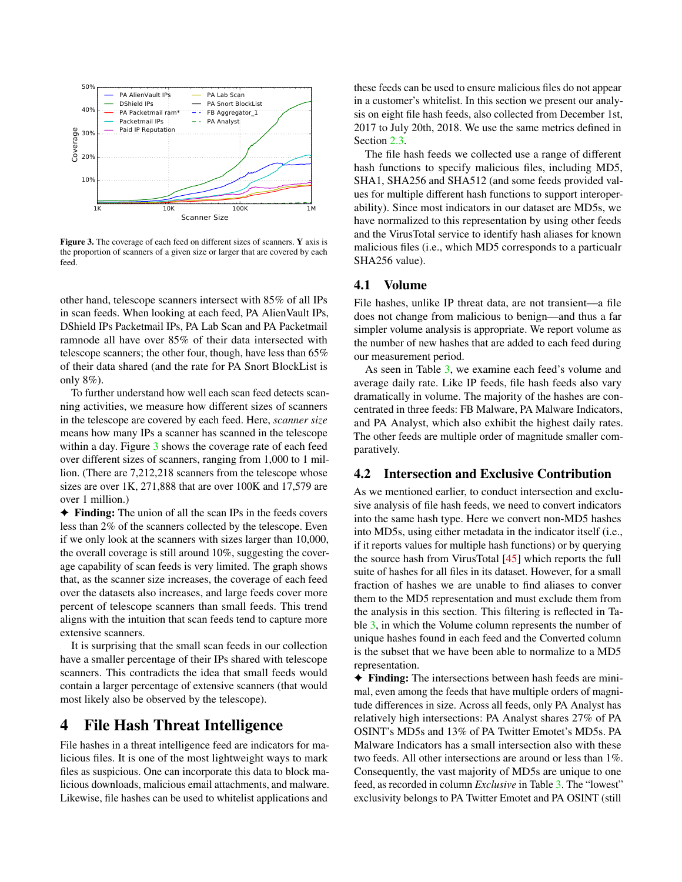**Figure 3.** The coverage of each feed on different sizes of scanners. **Y** axis is the proportion of scanners of a given size or larger that are covered by each feed.

other hand, telescope scanners intersect with 85% of all IPs in scan feeds. When looking at each feed, PA AlienVault IPs, DShield IPs Packetmail IPs, PA Lab Scan and PA Packetmail ramnode all have over 85% of their data intersected with telescope scanners; the other four, though, have less than 65% of their data shared (and the rate for PA Snort BlockList is only 8%).

To further understand how well each scan feed detects scanning activities, we measure how different sizes of scanners in the telescope are covered by each feed. Here, *scanner size* means how many IPs a scanner has scanned in the telescope within a day. Figure 3 shows the coverage rate of each feed over different sizes of scanners, ranging from 1,000 to 1 million. (There are 7,212,218 scanners from the telescope whose sizes are over 1K, 271,888 that are over 100K and 17,579 are over 1 million.)

✦ **Finding:** The union of all the scan IPs in the feeds covers less than 2% of the scanners collected by the telescope. Even if we only look at the scanners with sizes larger than 10,000, the overall coverage is still around 10%, suggesting the coverage capability of scan feeds is very limited. The graph shows that, as the scanner size increases, the coverage of each feed over the datasets also increases, and large feeds cover more percent of telescope scanners than small feeds. This trend aligns with the intuition that scan feeds tend to capture more extensive scanners.

It is surprising that the small scan feeds in our collection have a smaller percentage of their IPs shared with telescope scanners. This contradicts the idea that small feeds would contain a larger percentage of extensive scanners (that would most likely also be observed by the telescope).

# 4 File Hash Threat Intelligence

File hashes in a threat intelligence feed are indicators for malicious files. It is one of the most lightweight ways to mark files as suspicious. One can incorporate this data to block malicious downloads, malicious email attachments, and malware. Likewise, file hashes can be used to whitelist applications and these feeds can be used to ensure malicious files do not appear in a customer's whitelist. In this section we present our analysis on eight file hash feeds, also collected from December 1st, 2017 to July 20th, 2018. We use the same metrics defined in Section 2.3.

The file hash feeds we collected use a range of different hash functions to specify malicious files, including MD5, SHA1, SHA256 and SHA512 (and some feeds provided values for multiple different hash functions to support interoperability). Since most indicators in our dataset are MD5s, we have normalized to this representation by using other feeds and the VirusTotal service to identify hash aliases for known malicious files (i.e., which MD5 corresponds to a particualr SHA256 value).

## 4.1 Volume

File hashes, unlike IP threat data, are not transient—a file does not change from malicious to benign—and thus a far simpler volume analysis is appropriate. We report volume as the number of new hashes that are added to each feed during our measurement period.

As seen in Table 3, we examine each feed's volume and average daily rate. Like IP feeds, file hash feeds also vary dramatically in volume. The majority of the hashes are concentrated in three feeds: FB Malware, PA Malware Indicators, and PA Analyst, which also exhibit the highest daily rates. The other feeds are multiple order of magnitude smaller comparatively.

## 4.2 Intersection and Exclusive Contribution

As we mentioned earlier, to conduct intersection and exclusive analysis of file hash feeds, we need to convert indicators into the same hash type. Here we convert non-MD5 hashes into MD5s, using either metadata in the indicator itself (i.e., if it reports values for multiple hash functions) or by querying the source hash from VirusTotal [45] which reports the full suite of hashes for all files in its dataset. However, for a small fraction of hashes we are unable to find aliases to conver them to the MD5 representation and must exclude them from the analysis in this section. This filtering is reflected in Table 3, in which the Volume column represents the number of unique hashes found in each feed and the Converted column is the subset that we have been able to normalize to a MD5 representation.

✦ **Finding:** The intersections between hash feeds are minimal, even among the feeds that have multiple orders of magnitude differences in size. Across all feeds, only PA Analyst has relatively high intersections: PA Analyst shares 27% of PA OSINT's MD5s and 13% of PA Twitter Emotet's MD5s. PA Malware Indicators has a small intersection also with these two feeds. All other intersections are around or less than 1%. Consequently, the vast majority of MD5s are unique to one feed, as recorded in column *Exclusive* in Table 3. The "lowest" exclusivity belongs to PA Twitter Emotet and PA OSINT (still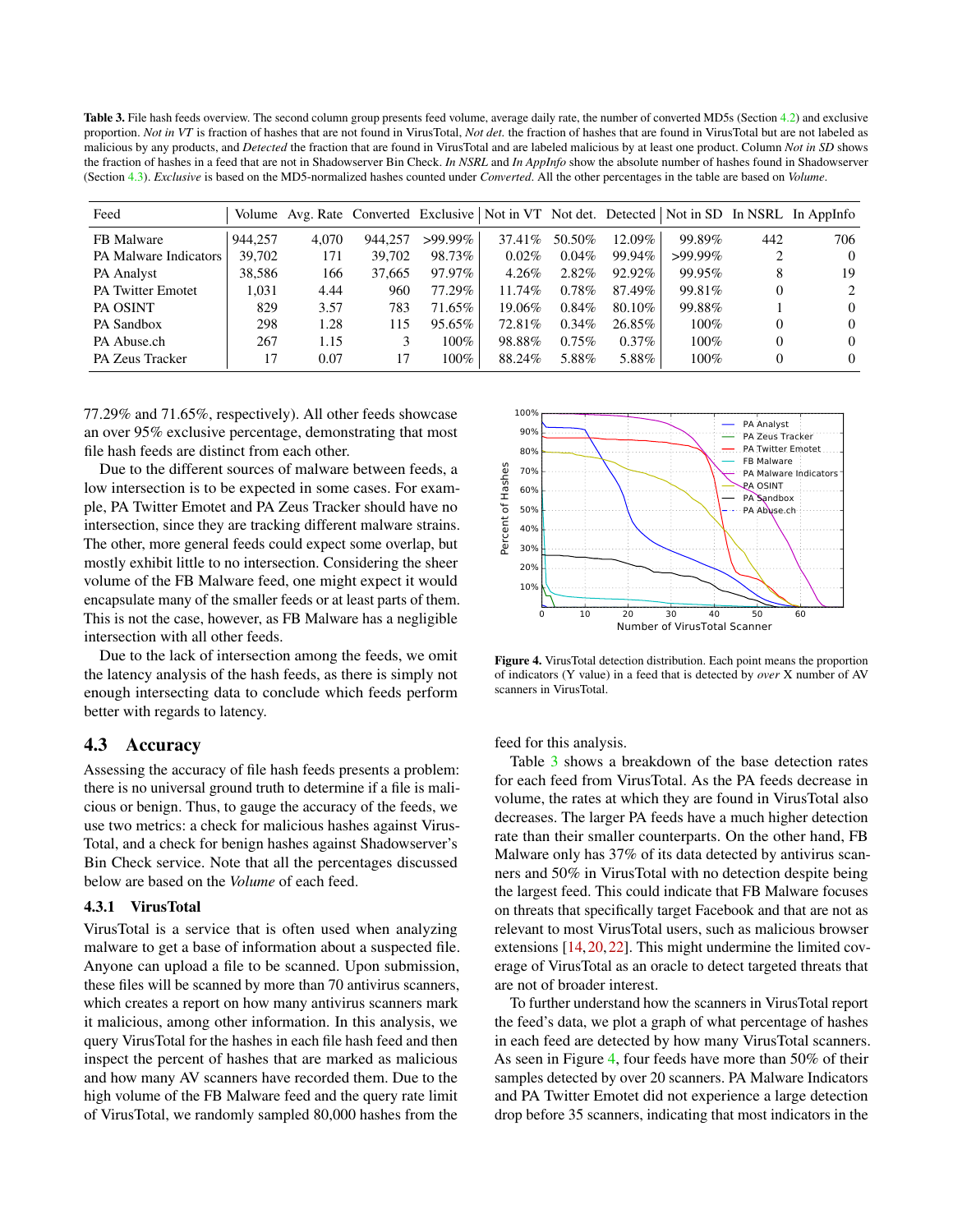**Table 3.** File hash feeds overview. The second column group presents feed volume, average daily rate, the number of converted MD5s (Section 4.2) and exclusive proportion. *Not in VT* is fraction of hashes that are not found in VirusTotal, *Not det.* the fraction of hashes that are found in VirusTotal but are not labeled as malicious by any products, and *Detected* the fraction that are found in VirusTotal and are labeled malicious by at least one product. Column *Not in SD* shows the fraction of hashes in a feed that are not in Shadowserver Bin Check. *In NSRL* and *In AppInfo* show the absolute number of hashes found in Shadowserver (Section 4.3). *Exclusive* is based on the MD5-normalized hashes counted under *Converted*. All the other percentages in the table are based on *Volume*.

| Feed | Volume | Avg. Rate | Converted | Exclusive | Not in VT | Not det. | Detected | Not in SD | In NSRL | In AppInfo |
|---|---|---|---|---|---|---|---|---|---|---|
| FB Malware | 944,257 | 4,070 | 944,257 | >99.99% | 37.41% | 50.50% | 12.09% | 99.89% | 442 | 706 |
| PA Malware Indicators | 39,702 | 171 | 39,702 | 98.73% | 0.02% | 0.04% | 99.94% | >99.99% | 2 | 0 |
| PA Analyst | 38,586 | 166 | 37,665 | 97.97% | 4.26% | 2.82% | 92.92% | 99.95% | 8 | 19 |
| PA Twitter Emotet | 1,031 | 4.44 | 960 | 77.29% | 11.74% | 0.78% | 87.49% | 99.81% | 0 | 2 |
| PA OSINT | 829 | 3.57 | 783 | 71.65% | 19.06% | 0.84% | 80.10% | 99.88% | 1 | 0 |
| PA Sandbox | 298 | 1.28 | 115 | 95.65% | 72.81% | 0.34% | 26.85% | 100% | 0 | 0 |
| PA Abuse.ch | 267 | 1.15 | 3 | 100% | 98.88% | 0.75% | 0.37% | 100% | 0 | 0 |
| PA Zeus Tracker | 17 | 0.07 | 17 | 100% | 88.24% | 5.88% | 5.88% | 100% | 0 | 0 |

77.29% and 71.65%, respectively). All other feeds showcase an over 95% exclusive percentage, demonstrating that most file hash feeds are distinct from each other.

Due to the different sources of malware between feeds, a low intersection is to be expected in some cases. For example, PA Twitter Emotet and PA Zeus Tracker should have no intersection, since they are tracking different malware strains. The other, more general feeds could expect some overlap, but mostly exhibit little to no intersection. Considering the sheer volume of the FB Malware feed, one might expect it would encapsulate many of the smaller feeds or at least parts of them. This is not the case, however, as FB Malware has a negligible intersection with all other feeds.

Due to the lack of intersection among the feeds, we omit the latency analysis of the hash feeds, as there is simply not enough intersecting data to conclude which feeds perform better with regards to latency.

## 4.3 Accuracy

Assessing the accuracy of file hash feeds presents a problem: there is no universal ground truth to determine if a file is malicious or benign. Thus, to gauge the accuracy of the feeds, we use two metrics: a check for malicious hashes against VirusTotal, and a check for benign hashes against Shadowserver's Bin Check service. Note that all the percentages discussed below are based on the *Volume* of each feed.

### 4.3.1 VirusTotal

VirusTotal is a service that is often used when analyzing malware to get a base of information about a suspected file. Anyone can upload a file to be scanned. Upon submission, these files will be scanned by more than 70 antivirus scanners, which creates a report on how many antivirus scanners mark it malicious, among other information. In this analysis, we query VirusTotal for the hashes in each file hash feed and then inspect the percent of hashes that are marked as malicious and how many AV scanners have recorded them. Due to the high volume of the FB Malware feed and the query rate limit of VirusTotal, we randomly sampled 80,000 hashes from the feed for this analysis.

**Figure 4.** VirusTotal detection distribution. Each point means the proportion of indicators (Y value) in a feed that is detected by *over* X number of AV scanners in VirusTotal.

Table 3 shows a breakdown of the base detection rates for each feed from VirusTotal. As the PA feeds decrease in volume, the rates at which they are found in VirusTotal also decreases. The larger PA feeds have a much higher detection rate than their smaller counterparts. On the other hand, FB Malware only has 37% of its data detected by antivirus scanners and 50% in VirusTotal with no detection despite being the largest feed. This could indicate that FB Malware focuses on threats that specifically target Facebook and that are not as relevant to most VirusTotal users, such as malicious browser extensions [14, 20, 22]. This might undermine the limited coverage of VirusTotal as an oracle to detect targeted threats that are not of broader interest.

To further understand how the scanners in VirusTotal report the feed's data, we plot a graph of what percentage of hashes in each feed are detected by how many VirusTotal scanners. As seen in Figure 4, four feeds have more than 50% of their samples detected by over 20 scanners. PA Malware Indicators and PA Twitter Emotet did not experience a large detection drop before 35 scanners, indicating that most indicators in the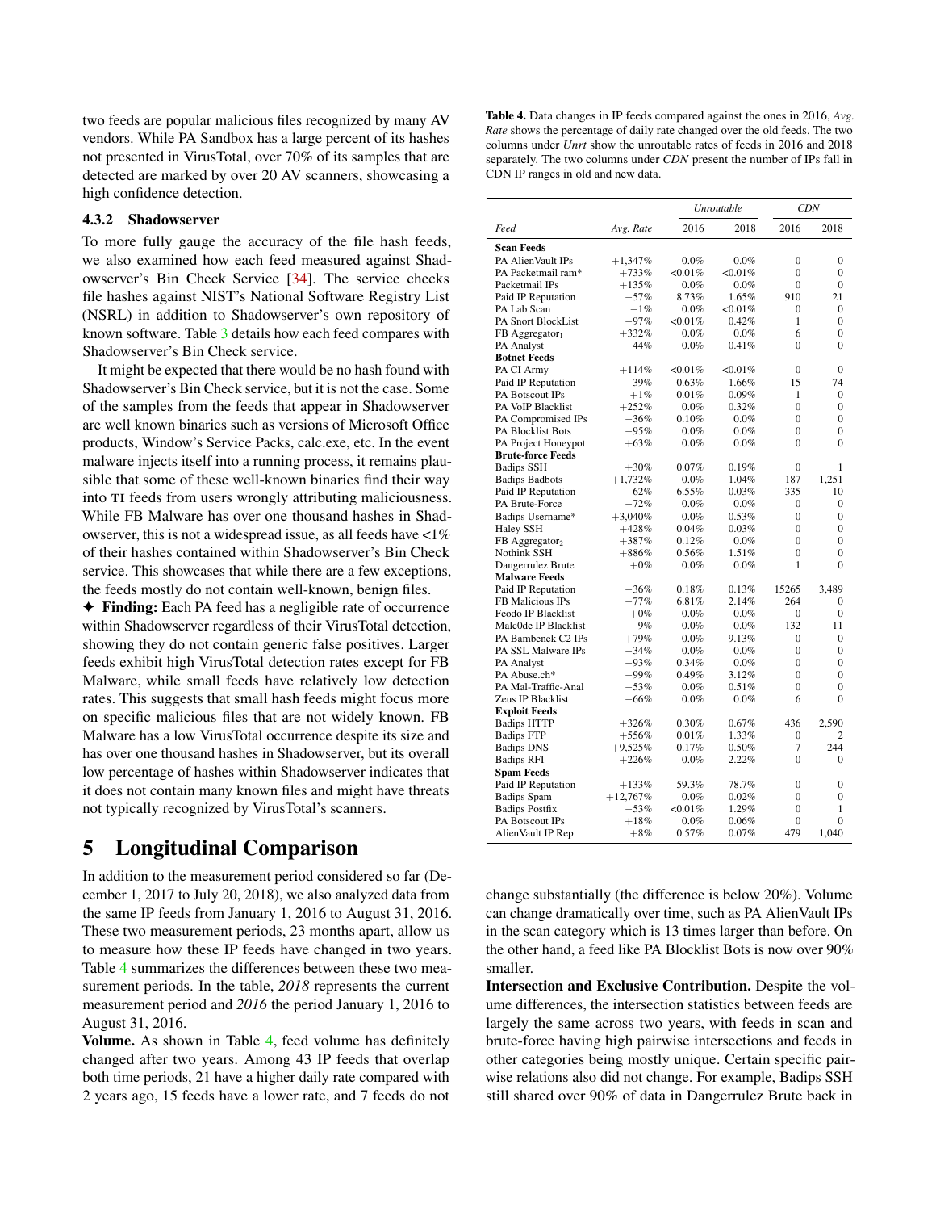two feeds are popular malicious files recognized by many AV vendors. While PA Sandbox has a large percent of its hashes not presented in VirusTotal, over 70% of its samples that are detected are marked by over 20 AV scanners, showcasing a high confidence detection.

#### 4.3.2 Shadowserver

To more fully gauge the accuracy of the file hash feeds, we also examined how each feed measured against Shadowserver's Bin Check Service [34]. The service checks file hashes against NIST's National Software Registry List (NSRL) in addition to Shadowserver's own repository of known software. Table 3 details how each feed compares with Shadowserver's Bin Check service.

It might be expected that there would be no hash found with Shadowserver's Bin Check service, but it is not the case. Some of the samples from the feeds that appear in Shadowserver are well known binaries such as versions of Microsoft Office products, Window's Service Packs, calc.exe, etc. In the event malware injects itself into a running process, it remains plausible that some of these well-known binaries find their way into TI feeds from users wrongly attributing maliciousness. While FB Malware has over one thousand hashes in Shadowserver, this is not a widespread issue, as all feeds have <1% of their hashes contained within Shadowserver's Bin Check service. This showcases that while there are a few exceptions, the feeds mostly do not contain well-known, benign files.

✦ **Finding:** Each PA feed has a negligible rate of occurrence within Shadowserver regardless of their VirusTotal detection, showing they do not contain generic false positives. Larger feeds exhibit high VirusTotal detection rates except for FB Malware, while small feeds have relatively low detection rates. This suggests that small hash feeds might focus more on specific malicious files that are not widely known. FB Malware has a low VirusTotal occurrence despite its size and has over one thousand hashes in Shadowserver, but its overall low percentage of hashes within Shadowserver indicates that it does not contain many known files and might have threats not typically recognized by VirusTotal's scanners.

## 5 Longitudinal Comparison

In addition to the measurement period considered so far (December 1, 2017 to July 20, 2018), we also analyzed data from the same IP feeds from January 1, 2016 to August 31, 2016. These two measurement periods, 23 months apart, allow us to measure how these IP feeds have changed in two years. Table 4 summarizes the differences between these two measurement periods. In the table, *2018* represents the current measurement period and *2016* the period January 1, 2016 to August 31, 2016.

**Volume.** As shown in Table 4, feed volume has definitely changed after two years. Among 43 IP feeds that overlap both time periods, 21 have a higher daily rate compared with 2 years ago, 15 feeds have a lower rate, and 7 feeds do not change substantially (the difference is below 20%). Volume can change dramatically over time, such as PA AlienVault IPs in the scan category which is 13 times larger than before. On the other hand, a feed like PA Blocklist Bots is now over 90% smaller.

**Intersection and Exclusive Contribution.** Despite the volume differences, the intersection statistics between feeds are largely the same across two years, with feeds in scan and brute-force having high pairwise intersections and feeds in other categories being mostly unique. Certain specific pairwise relations also did not change. For example, Badips SSH still shared over 90% of data in Dangerrulez Brute back in

**Table 4.** Data changes in IP feeds compared against the ones in 2016, *Avg. Rate* shows the percentage of daily rate changed over the old feeds. The two columns under *Unrt* show the unroutable rates of feeds in 2016 and 2018 separately. The two columns under *CDN* present the number of IPs fall in CDN IP ranges in old and new data.

| | | *Unroutable* | | *CDN* | |
|---|---|---|---|---|---|
| *Feed* | *Avg. Rate* | 2016 | 2018 | 2016 | 2018 |
| **Scan Feeds** | | | | | |
| PA AlienVault IPs | +1,347% | 0.0% | 0.0% | 0 | 0 |
| PA Packetmail ram* | +733% | <0.01% | <0.01% | 0 | 0 |
| Packetmail IPs | +135% | 0.0% | 0.0% | 0 | 0 |
| Paid IP Reputation | −57% | 8.73% | 1.65% | 910 | 21 |
| PA Lab Scan | −1% | 0.0% | <0.01% | 0 | 0 |
| PA Snort BlockList | −97% | <0.01% | 0.42% | 1 | 0 |
| FB $\text{Aggregator}_1$ | +332% | 0.0% | 0.0% | 6 | 0 |
| PA Analyst | −44% | 0.0% | 0.41% | 0 | 0 |
| **Botnet Feeds** | | | | | |
| PA CI Army | +114% | <0.01% | <0.01% | 0 | 0 |
| Paid IP Reputation | −39% | 0.63% | 1.66% | 15 | 74 |
| PA Botscout IPs | +1% | 0.01% | 0.09% | 1 | 0 |
| PA VoIP Blacklist | +252% | 0.0% | 0.32% | 0 | 0 |
| PA Compromised IPs | −36% | 0.10% | 0.0% | 0 | 0 |
| PA Blocklist Bots | −95% | 0.0% | 0.0% | 0 | 0 |
| PA Project Honeypot | +63% | 0.0% | 0.0% | 0 | 0 |
| **Brute-force Feeds** | | | | | |
| Badips SSH | +30% | 0.07% | 0.19% | 0 | 1 |
| Badips Badbots | +1,732% | 0.0% | 1.04% | 187 | 1,251 |
| Paid IP Reputation | −62% | 6.55% | 0.03% | 335 | 10 |
| PA Brute-Force | −72% | 0.0% | 0.0% | 0 | 0 |
| Badips Username* | +3,040% | 0.0% | 0.53% | 0 | 0 |
| Haley SSH | +428% | 0.04% | 0.03% | 0 | 0 |
| FB $\text{Aggregator}_2$ | +387% | 0.12% | 0.0% | 0 | 0 |
| Nothink SSH | +886% | 0.56% | 1.51% | 0 | 0 |
| Dangerrulez Brute | +0% | 0.0% | 0.0% | 1 | 0 |
| **Malware Feeds** | | | | | |
| Paid IP Reputation | −36% | 0.18% | 0.13% | 15265 | 3,489 |
| FB Malicious IPs | −77% | 6.81% | 2.14% | 264 | 0 |
| Feodo IP Blacklist | +0% | 0.0% | 0.0% | 0 | 0 |
| Malc0de IP Blacklist | −9% | 0.0% | 0.0% | 132 | 11 |
| PA Bambenek C2 IPs | +79% | 0.0% | 9.13% | 0 | 0 |
| PA SSL Malware IPs | −34% | 0.0% | 0.0% | 0 | 0 |
| PA Analyst | −93% | 0.34% | 0.0% | 0 | 0 |
| PA Abuse.ch* | −99% | 0.49% | 3.12% | 0 | 0 |
| PA Mal-Traffic-Anal | −53% | 0.0% | 0.51% | 0 | 0 |
| Zeus IP Blacklist | −66% | 0.0% | 0.0% | 6 | 0 |
| **Exploit Feeds** | | | | | |
| Badips HTTP | +326% | 0.30% | 0.67% | 436 | 2,590 |
| Badips FTP | +556% | 0.01% | 1.33% | 0 | 2 |
| Badips DNS | +9,525% | 0.17% | 0.50% | 7 | 244 |
| Badips RFI | +226% | 0.0% | 2.22% | 0 | 0 |
| **Spam Feeds** | | | | | |
| Paid IP Reputation | +133% | 59.3% | 78.7% | 0 | 0 |
| Badips Spam | +12,767% | 0.0% | 0.02% | 0 | 0 |
| Badips Postfix | −53% | <0.01% | 1.29% | 0 | 1 |
| PA Botscout IPs | +18% | 0.0% | 0.06% | 0 | 0 |
| AlienVault IP Rep | +8% | 0.57% | 0.07% | 479 | 1,040 |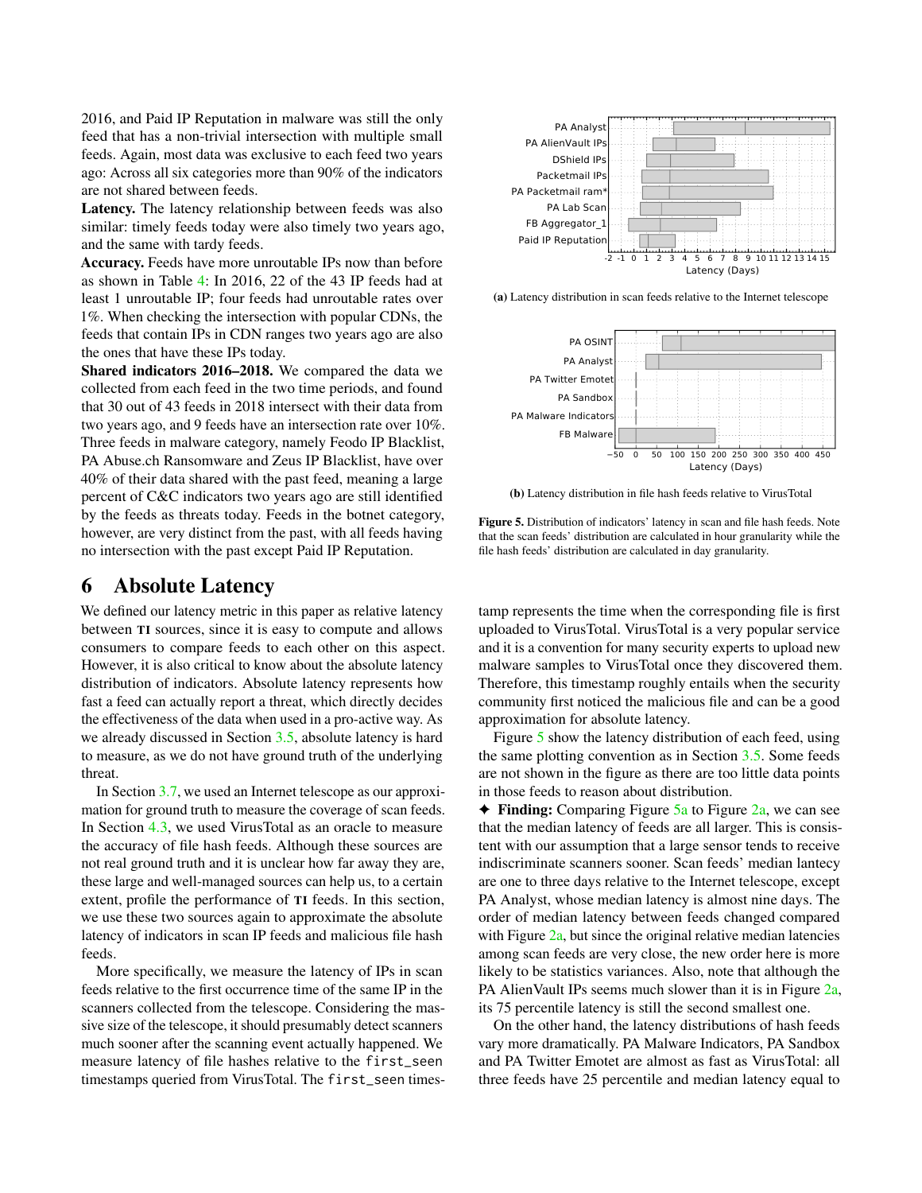2016, and Paid IP Reputation in malware was still the only feed that has a non-trivial intersection with multiple small feeds. Again, most data was exclusive to each feed two years ago: Across all six categories more than 90% of the indicators are not shared between feeds.

**Latency.** The latency relationship between feeds was also similar: timely feeds today were also timely two years ago, and the same with tardy feeds.

**Accuracy.** Feeds have more unroutable IPs now than before as shown in Table 4: In 2016, 22 of the 43 IP feeds had at least 1 unroutable IP; four feeds had unroutable rates over 1%. When checking the intersection with popular CDNs, the feeds that contain IPs in CDN ranges two years ago are also the ones that have these IPs today.

**Shared indicators 2016–2018.** We compared the data we collected from each feed in the two time periods, and found that 30 out of 43 feeds in 2018 intersect with their data from two years ago, and 9 feeds have an intersection rate over 10%. Three feeds in malware category, namely Feodo IP Blacklist, PA Abuse.ch Ransomware and Zeus IP Blacklist, have over 40% of their data shared with the past feed, meaning a large percent of C&C indicators two years ago are still identified by the feeds as threats today. Feeds in the botnet category, however, are very distinct from the past, with all feeds having no intersection with the past except Paid IP Reputation.

## 6 Absolute Latency

We defined our latency metric in this paper as relative latency between TI sources, since it is easy to compute and allows consumers to compare feeds to each other on this aspect. However, it is also critical to know about the absolute latency distribution of indicators. Absolute latency represents how fast a feed can actually report a threat, which directly decides the effectiveness of the data when used in a pro-active way. As we already discussed in Section 3.5, absolute latency is hard to measure, as we do not have ground truth of the underlying threat.

In Section 3.7, we used an Internet telescope as our approximation for ground truth to measure the coverage of scan feeds. In Section 4.3, we used VirusTotal as an oracle to measure the accuracy of file hash feeds. Although these sources are not real ground truth and it is unclear how far away they are, these large and well-managed sources can help us, to a certain extent, profile the performance of TI feeds. In this section, we use these two sources again to approximate the absolute latency of indicators in scan IP feeds and malicious file hash feeds.

More specifically, we measure the latency of IPs in scan feeds relative to the first occurrence time of the same IP in the scanners collected from the telescope. Considering the massive size of the telescope, it should presumably detect scanners much sooner after the scanning event actually happened. We measure latency of file hashes relative to the `first_seen` timestamps queried from VirusTotal. The `first_seen` timestamp represents the time when the corresponding file is first uploaded to VirusTotal. VirusTotal is a very popular service and it is a convention for many security experts to upload new malware samples to VirusTotal once they discovered them. Therefore, this timestamp roughly entails when the security community first noticed the malicious file and can be a good approximation for absolute latency.

(a) Latency distribution in scan feeds relative to the Internet telescope

(b) Latency distribution in file hash feeds relative to VirusTotal

**Figure 5.** Distribution of indicators' latency in scan and file hash feeds. Note that the scan feeds' distribution are calculated in hour granularity while the file hash feeds' distribution are calculated in day granularity.

Figure 5 show the latency distribution of each feed, using the same plotting convention as in Section 3.5. Some feeds are not shown in the figure as there are too little data points in those feeds to reason about distribution.

✦ **Finding:** Comparing Figure 5a to Figure 2a, we can see that the median latency of feeds are all larger. This is consistent with our assumption that a large sensor tends to receive indiscriminate scanners sooner. Scan feeds' median lantecy are one to three days relative to the Internet telescope, except PA Analyst, whose median latency is almost nine days. The order of median latency between feeds changed compared with Figure 2a, but since the original relative median latencies among scan feeds are very close, the new order here is more likely to be statistics variances. Also, note that although the PA AlienVault IPs seems much slower than it is in Figure 2a, its 75 percentile latency is still the second smallest one.

On the other hand, the latency distributions of hash feeds vary more dramatically. PA Malware Indicators, PA Sandbox and PA Twitter Emotet are almost as fast as VirusTotal: all three feeds have 25 percentile and median latency equal to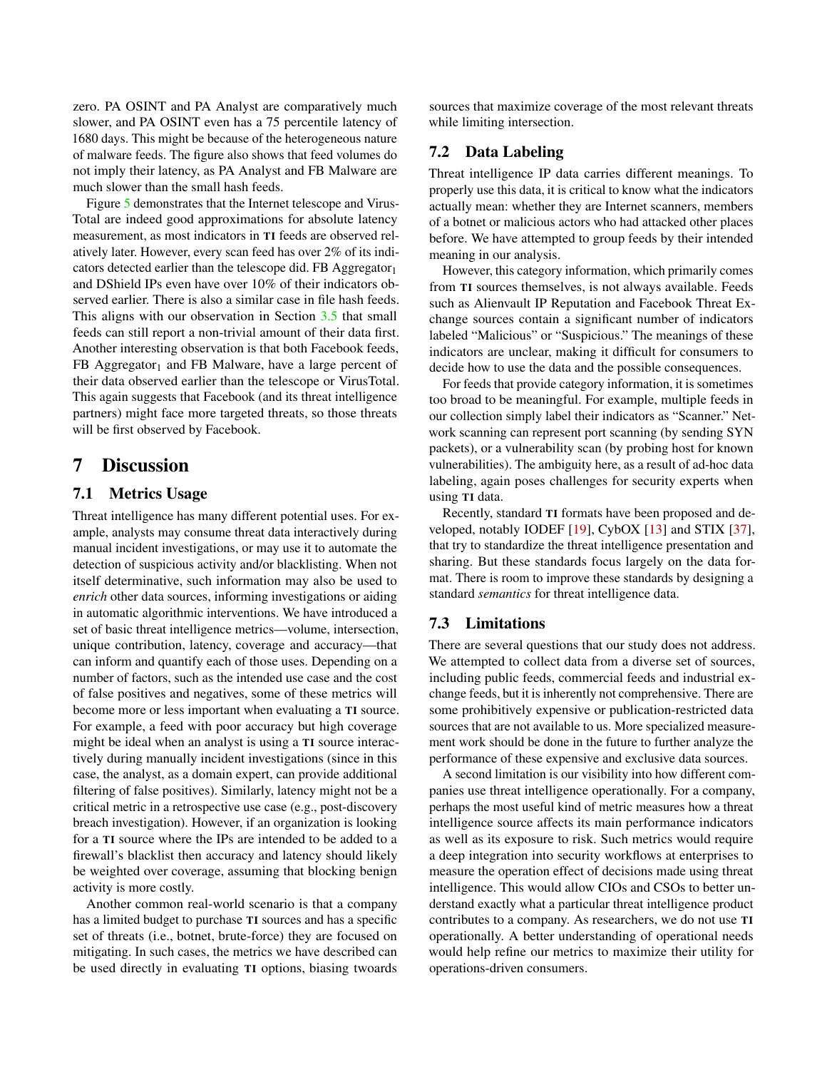zero. PA OSINT and PA Analyst are comparatively much slower, and PA OSINT even has a 75 percentile latency of 1680 days. This might be because of the heterogeneous nature of malware feeds. The figure also shows that feed volumes do not imply their latency, as PA Analyst and FB Malware are much slower than the small hash feeds.

Figure 5 demonstrates that the Internet telescope and VirusTotal are indeed good approximations for absolute latency measurement, as most indicators in TI feeds are observed relatively later. However, every scan feed has over 2% of its indicators detected earlier than the telescope did. FB $\text{Aggregator}_1$ and DShield IPs even have over 10% of their indicators observed earlier. There is also a similar case in file hash feeds. This aligns with our observation in Section 3.5 that small feeds can still report a non-trivial amount of their data first. Another interesting observation is that both Facebook feeds, FB $\text{Aggregator}_1$ and FB Malware, have a large percent of their data observed earlier than the telescope or VirusTotal. This again suggests that Facebook (and its threat intelligence partners) might face more targeted threats, so those threats will be first observed by Facebook.

# 7 Discussion

## 7.1 Metrics Usage

Threat intelligence has many different potential uses. For example, analysts may consume threat data interactively during manual incident investigations, or may use it to automate the detection of suspicious activity and/or blacklisting. When not itself determinative, such information may also be used to *enrich* other data sources, informing investigations or aiding in automatic algorithmic interventions. We have introduced a set of basic threat intelligence metrics—volume, intersection, unique contribution, latency, coverage and accuracy—that can inform and quantify each of those uses. Depending on a number of factors, such as the intended use case and the cost of false positives and negatives, some of these metrics will become more or less important when evaluating a TI source. For example, a feed with poor accuracy but high coverage might be ideal when an analyst is using a TI source interactively during manually incident investigations (since in this case, the analyst, as a domain expert, can provide additional filtering of false positives). Similarly, latency might not be a critical metric in a retrospective use case (e.g., post-discovery breach investigation). However, if an organization is looking for a TI source where the IPs are intended to be added to a firewall's blacklist then accuracy and latency should likely be weighted over coverage, assuming that blocking benign activity is more costly.

Another common real-world scenario is that a company has a limited budget to purchase TI sources and has a specific set of threats (i.e., botnet, brute-force) they are focused on mitigating. In such cases, the metrics we have described can be used directly in evaluating TI options, biasing twoards sources that maximize coverage of the most relevant threats while limiting intersection.

## 7.2 Data Labeling

Threat intelligence IP data carries different meanings. To properly use this data, it is critical to know what the indicators actually mean: whether they are Internet scanners, members of a botnet or malicious actors who had attacked other places before. We have attempted to group feeds by their intended meaning in our analysis.

However, this category information, which primarily comes from TI sources themselves, is not always available. Feeds such as Alienvault IP Reputation and Facebook Threat Exchange sources contain a significant number of indicators labeled "Malicious" or "Suspicious." The meanings of these indicators are unclear, making it difficult for consumers to decide how to use the data and the possible consequences.

For feeds that provide category information, it is sometimes too broad to be meaningful. For example, multiple feeds in our collection simply label their indicators as "Scanner." Network scanning can represent port scanning (by sending SYN packets), or a vulnerability scan (by probing host for known vulnerabilities). The ambiguity here, as a result of ad-hoc data labeling, again poses challenges for security experts when using TI data.

Recently, standard TI formats have been proposed and developed, notably IODEF [19], CybOX [13] and STIX [37], that try to standardize the threat intelligence presentation and sharing. But these standards focus largely on the data format. There is room to improve these standards by designing a standard *semantics* for threat intelligence data.

## 7.3 Limitations

There are several questions that our study does not address. We attempted to collect data from a diverse set of sources, including public feeds, commercial feeds and industrial exchange feeds, but it is inherently not comprehensive. There are some prohibitively expensive or publication-restricted data sources that are not available to us. More specialized measurement work should be done in the future to further analyze the performance of these expensive and exclusive data sources.

A second limitation is our visibility into how different companies use threat intelligence operationally. For a company, perhaps the most useful kind of metric measures how a threat intelligence source affects its main performance indicators as well as its exposure to risk. Such metrics would require a deep integration into security workflows at enterprises to measure the operation effect of decisions made using threat intelligence. This would allow CIOs and CSOs to better understand exactly what a particular threat intelligence product contributes to a company. As researchers, we do not use TI operationally. A better understanding of operational needs would help refine our metrics to maximize their utility for operations-driven consumers.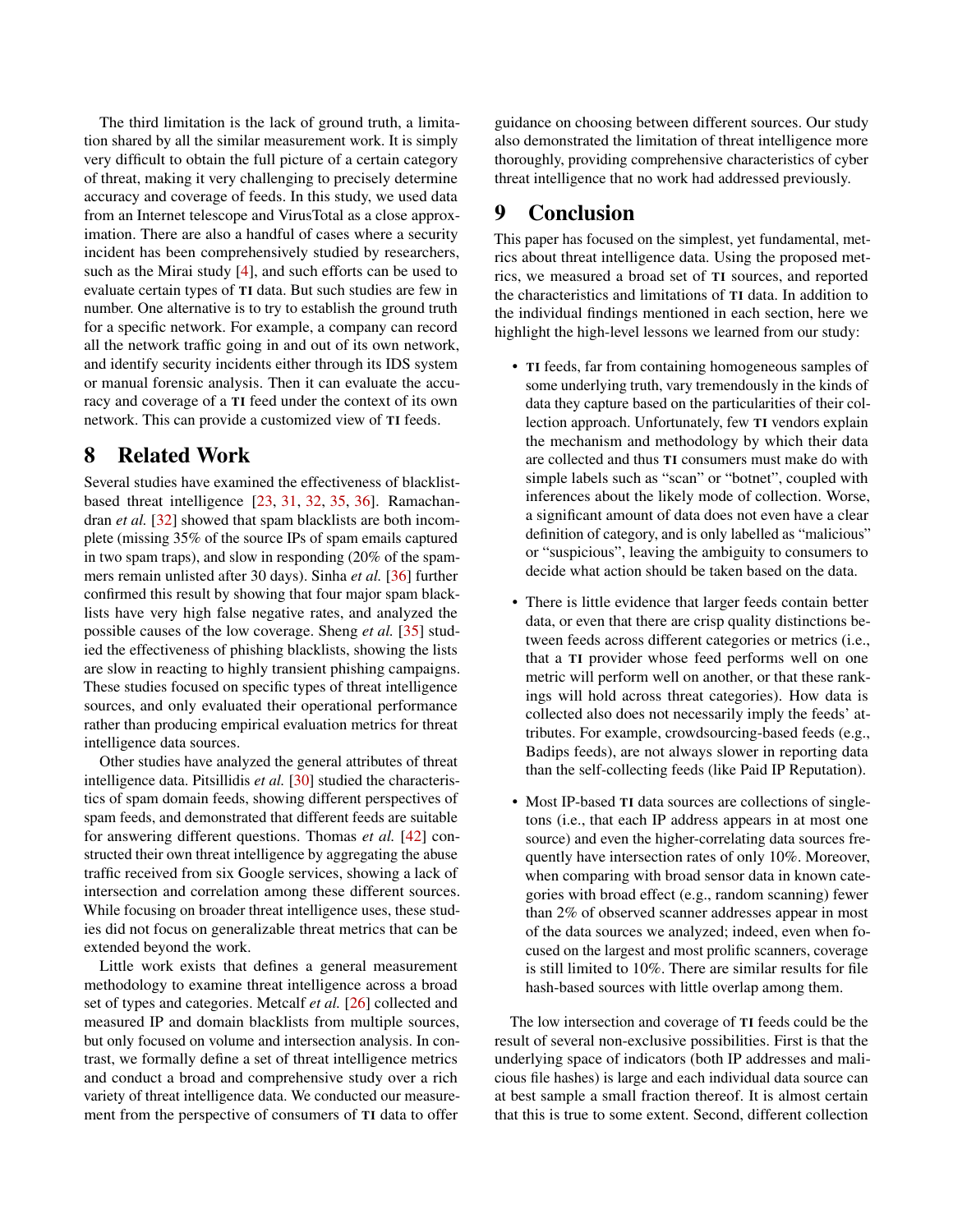The third limitation is the lack of ground truth, a limitation shared by all the similar measurement work. It is simply very difficult to obtain the full picture of a certain category of threat, making it very challenging to precisely determine accuracy and coverage of feeds. In this study, we used data from an Internet telescope and VirusTotal as a close approximation. There are also a handful of cases where a security incident has been comprehensively studied by researchers, such as the Mirai study [4], and such efforts can be used to evaluate certain types of TI data. But such studies are few in number. One alternative is to try to establish the ground truth for a specific network. For example, a company can record all the network traffic going in and out of its own network, and identify security incidents either through its IDS system or manual forensic analysis. Then it can evaluate the accuracy and coverage of a TI feed under the context of its own network. This can provide a customized view of TI feeds.

## 8 Related Work

Several studies have examined the effectiveness of blacklist-based threat intelligence [23, 31, 32, 35, 36]. Ramachandran *et al.* [32] showed that spam blacklists are both incomplete (missing 35% of the source IPs of spam emails captured in two spam traps), and slow in responding (20% of the spammers remain unlisted after 30 days). Sinha *et al.* [36] further confirmed this result by showing that four major spam blacklists have very high false negative rates, and analyzed the possible causes of the low coverage. Sheng *et al.* [35] studied the effectiveness of phishing blacklists, showing the lists are slow in reacting to highly transient phishing campaigns. These studies focused on specific types of threat intelligence sources, and only evaluated their operational performance rather than producing empirical evaluation metrics for threat intelligence data sources.

Other studies have analyzed the general attributes of threat intelligence data. Pitsillidis *et al.* [30] studied the characteristics of spam domain feeds, showing different perspectives of spam feeds, and demonstrated that different feeds are suitable for answering different questions. Thomas *et al.* [42] constructed their own threat intelligence by aggregating the abuse traffic received from six Google services, showing a lack of intersection and correlation among these different sources. While focusing on broader threat intelligence uses, these studies did not focus on generalizable threat metrics that can be extended beyond the work.

Little work exists that defines a general measurement methodology to examine threat intelligence across a broad set of types and categories. Metcalf *et al.* [26] collected and measured IP and domain blacklists from multiple sources, but only focused on volume and intersection analysis. In contrast, we formally define a set of threat intelligence metrics and conduct a broad and comprehensive study over a rich variety of threat intelligence data. We conducted our measurement from the perspective of consumers of TI data to offer guidance on choosing between different sources. Our study also demonstrated the limitation of threat intelligence more thoroughly, providing comprehensive characteristics of cyber threat intelligence that no work had addressed previously.

## 9 Conclusion

This paper has focused on the simplest, yet fundamental, metrics about threat intelligence data. Using the proposed metrics, we measured a broad set of TI sources, and reported the characteristics and limitations of TI data. In addition to the individual findings mentioned in each section, here we highlight the high-level lessons we learned from our study:

- TI feeds, far from containing homogeneous samples of some underlying truth, vary tremendously in the kinds of data they capture based on the particularities of their collection approach. Unfortunately, few TI vendors explain the mechanism and methodology by which their data are collected and thus TI consumers must make do with simple labels such as "scan" or "botnet", coupled with inferences about the likely mode of collection. Worse, a significant amount of data does not even have a clear definition of category, and is only labelled as "malicious" or "suspicious", leaving the ambiguity to consumers to decide what action should be taken based on the data.
- There is little evidence that larger feeds contain better data, or even that there are crisp quality distinctions between feeds across different categories or metrics (i.e., that a TI provider whose feed performs well on one metric will perform well on another, or that these rankings will hold across threat categories). How data is collected also does not necessarily imply the feeds' attributes. For example, crowdsourcing-based feeds (e.g., Badips feeds), are not always slower in reporting data than the self-collecting feeds (like Paid IP Reputation).
- Most IP-based TI data sources are collections of singletons (i.e., that each IP address appears in at most one source) and even the higher-correlating data sources frequently have intersection rates of only 10%. Moreover, when comparing with broad sensor data in known categories with broad effect (e.g., random scanning) fewer than 2% of observed scanner addresses appear in most of the data sources we analyzed; indeed, even when focused on the largest and most prolific scanners, coverage is still limited to 10%. There are similar results for file hash-based sources with little overlap among them.

The low intersection and coverage of TI feeds could be the result of several non-exclusive possibilities. First is that the underlying space of indicators (both IP addresses and malicious file hashes) is large and each individual data source can at best sample a small fraction thereof. It is almost certain that this is true to some extent. Second, different collection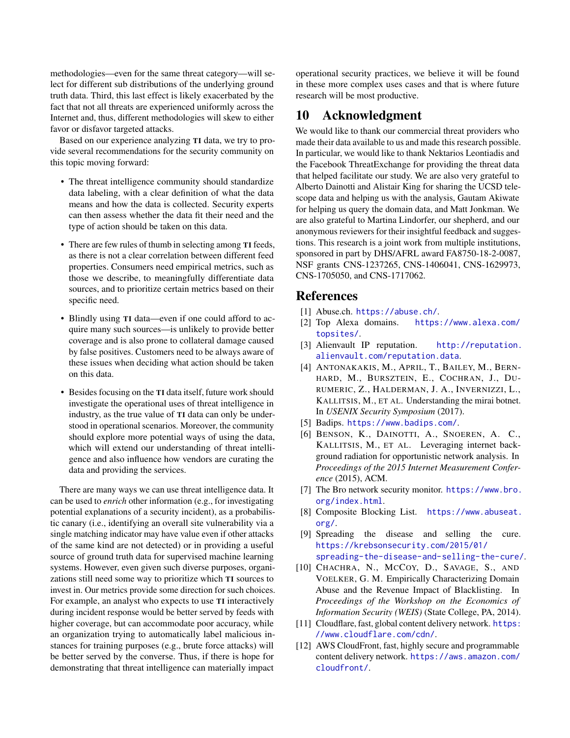methodologies—even for the same threat category—will select for different sub distributions of the underlying ground truth data. Third, this last effect is likely exacerbated by the fact that not all threats are experienced uniformly across the Internet and, thus, different methodologies will skew to either favor or disfavor targeted attacks.

Based on our experience analyzing TI data, we try to provide several recommendations for the security community on this topic moving forward:

- The threat intelligence community should standardize data labeling, with a clear definition of what the data means and how the data is collected. Security experts can then assess whether the data fit their need and the type of action should be taken on this data.
- There are few rules of thumb in selecting among TI feeds, as there is not a clear correlation between different feed properties. Consumers need empirical metrics, such as those we describe, to meaningfully differentiate data sources, and to prioritize certain metrics based on their specific need.
- Blindly using TI data—even if one could afford to acquire many such sources—is unlikely to provide better coverage and is also prone to collateral damage caused by false positives. Customers need to be always aware of these issues when deciding what action should be taken on this data.
- Besides focusing on the TI data itself, future work should investigate the operational uses of threat intelligence in industry, as the true value of TI data can only be understood in operational scenarios. Moreover, the community should explore more potential ways of using the data, which will extend our understanding of threat intelligence and also influence how vendors are curating the data and providing the services.

There are many ways we can use threat intelligence data. It can be used to *enrich* other information (e.g., for investigating potential explanations of a security incident), as a probabilistic canary (i.e., identifying an overall site vulnerability via a single matching indicator may have value even if other attacks of the same kind are not detected) or in providing a useful source of ground truth data for supervised machine learning systems. However, even given such diverse purposes, organizations still need some way to prioritize which TI sources to invest in. Our metrics provide some direction for such choices. For example, an analyst who expects to use TI interactively during incident response would be better served by feeds with higher coverage, but can accommodate poor accuracy, while an organization trying to automatically label malicious instances for training purposes (e.g., brute force attacks) will be better served by the converse. Thus, if there is hope for demonstrating that threat intelligence can materially impact operational security practices, we believe it will be found in these more complex uses cases and that is where future research will be most productive.

## 10 Acknowledgment

We would like to thank our commercial threat providers who made their data available to us and made this research possible. In particular, we would like to thank Nektarios Leontiadis and the Facebook ThreatExchange for providing the threat data that helped facilitate our study. We are also very grateful to Alberto Dainotti and Alistair King for sharing the UCSD telescope data and helping us with the analysis, Gautam Akiwate for helping us query the domain data, and Matt Jonkman. We are also grateful to Martina Lindorfer, our shepherd, and our anonymous reviewers for their insightful feedback and suggestions. This research is a joint work from multiple institutions, sponsored in part by DHS/AFRL award FA8750-18-2-0087, NSF grants CNS-1237265, CNS-1406041, CNS-1629973, CNS-1705050, and CNS-1717062.

## References

[1] Abuse.ch. https://abuse.ch/.

[2] Top Alexa domains. https://www.alexa.com/topsites/.

[3] Alienvault IP reputation. http://reputation.alienvault.com/reputation.data.

[4] Antonakakis, M., April, T., Bailey, M., Bernhard, M., Bursztein, E., Cochran, J., Durumeric, Z., Halderman, J. A., Invernizzi, L., Kallitsis, M., et al. Understanding the mirai botnet. In *USENIX Security Symposium* (2017).

[5] Badips. https://www.badips.com/.

[6] Benson, K., Dainotti, A., Snoeren, A. C., Kallitsis, M., et al. Leveraging internet background radiation for opportunistic network analysis. In *Proceedings of the 2015 Internet Measurement Conference* (2015), ACM.

[7] The Bro network security monitor. https://www.bro.org/index.html.

[8] Composite Blocking List. https://www.abuseat.org/.

[9] Spreading the disease and selling the cure. https://krebsonsecurity.com/2015/01/spreading-the-disease-and-selling-the-cure/.

[10] Chachra, N., McCoy, D., Savage, S., and Voelker, G. M. Empirically Characterizing Domain Abuse and the Revenue Impact of Blacklisting. In *Proceedings of the Workshop on the Economics of Information Security (WEIS)* (State College, PA, 2014).

[11] Cloudflare, fast, global content delivery network. https://www.cloudflare.com/cdn/.

[12] AWS CloudFront, fast, highly secure and programmable content delivery network. https://aws.amazon.com/cloudfront/.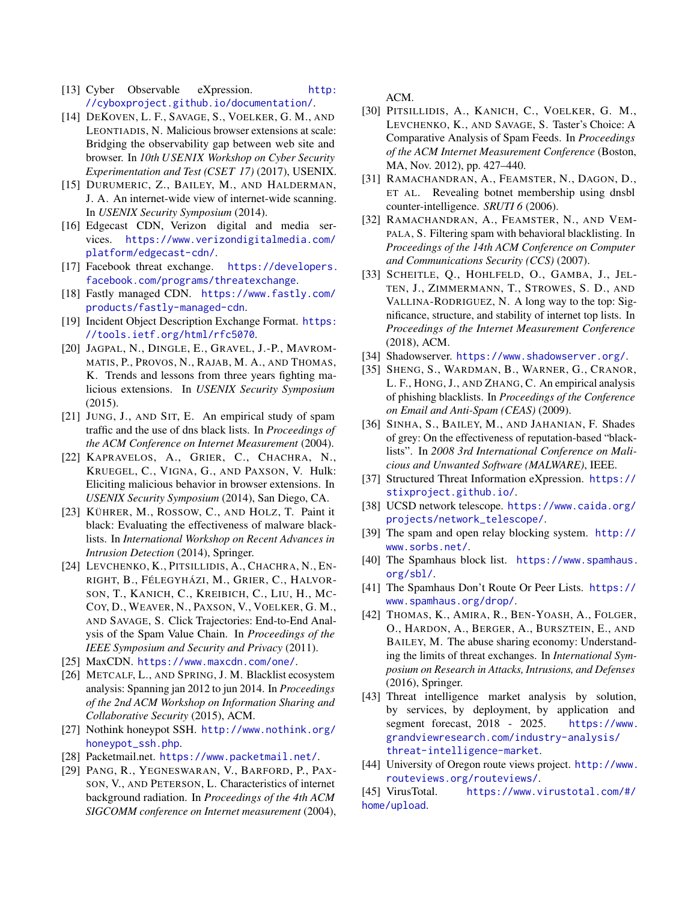[13] Cyber Observable eXpression. http://cyboxproject.github.io/documentation/.

[14] DeKoven, L. F., Savage, S., Voelker, G. M., and Leontiadis, N. Malicious browser extensions at scale: Bridging the observability gap between web site and browser. In *10th USENIX Workshop on Cyber Security Experimentation and Test (CSET 17)* (2017), USENIX.

[15] Durumeric, Z., Bailey, M., and Halderman, J. A. An internet-wide view of internet-wide scanning. In *USENIX Security Symposium* (2014).

[16] Edgecast CDN, Verizon digital and media services. https://www.verizondigitalmedia.com/platform/edgecast-cdn/.

[17] Facebook threat exchange. https://developers.facebook.com/programs/threatexchange.

[18] Fastly managed CDN. https://www.fastly.com/products/fastly-managed-cdn.

[19] Incident Object Description Exchange Format. https://tools.ietf.org/html/rfc5070.

[20] Jagpal, N., Dingle, E., Gravel, J.-P., Mavrommatis, P., Provos, N., Rajab, M. A., and Thomas, K. Trends and lessons from three years fighting malicious extensions. In *USENIX Security Symposium* (2015).

[21] Jung, J., and Sit, E. An empirical study of spam traffic and the use of dns black lists. In *Proceedings of the ACM Conference on Internet Measurement* (2004).

[22] Kapravelos, A., Grier, C., Chachra, N., Kruegel, C., Vigna, G., and Paxson, V. Hulk: Eliciting malicious behavior in browser extensions. In *USENIX Security Symposium* (2014), San Diego, CA.

[23] Kührer, M., Rossow, C., and Holz, T. Paint it black: Evaluating the effectiveness of malware blacklists. In *International Workshop on Recent Advances in Intrusion Detection* (2014), Springer.

[24] Levchenko, K., Pitsillidis, A., Chachra, N., Enright, B., Félegyházi, M., Grier, C., Halvorson, T., Kanich, C., Kreibich, C., Liu, H., McCoy, D., Weaver, N., Paxson, V., Voelker, G. M., and Savage, S. Click Trajectories: End-to-End Analysis of the Spam Value Chain. In *Proceedings of the IEEE Symposium and Security and Privacy* (2011).

[25] MaxCDN. https://www.maxcdn.com/one/.

[26] Metcalf, L., and Spring, J. M. Blacklist ecosystem analysis: Spanning jan 2012 to jun 2014. In *Proceedings of the 2nd ACM Workshop on Information Sharing and Collaborative Security* (2015), ACM.

[27] Nothink honeypot SSH. http://www.nothink.org/honeypot_ssh.php.

[28] Packetmail.net. https://www.packetmail.net/.

[29] Pang, R., Yegneswaran, V., Barford, P., Paxson, V., and Peterson, L. Characteristics of internet background radiation. In *Proceedings of the 4th ACM SIGCOMM conference on Internet measurement* (2004), ACM.

[30] Pitsillidis, A., Kanich, C., Voelker, G. M., Levchenko, K., and Savage, S. Taster's Choice: A Comparative Analysis of Spam Feeds. In *Proceedings of the ACM Internet Measurement Conference* (Boston, MA, Nov. 2012), pp. 427–440.

[31] Ramachandran, A., Feamster, N., Dagon, D., et al. Revealing botnet membership using dnsbl counter-intelligence. *SRUTI 6* (2006).

[32] Ramachandran, A., Feamster, N., and Vempala, S. Filtering spam with behavioral blacklisting. In *Proceedings of the 14th ACM Conference on Computer and Communications Security (CCS)* (2007).

[33] Scheitle, Q., Hohlfeld, O., Gamba, J., Jelten, J., Zimmermann, T., Strowes, S. D., and Vallina-Rodriguez, N. A long way to the top: Significance, structure, and stability of internet top lists. In *Proceedings of the Internet Measurement Conference* (2018), ACM.

[34] Shadowserver. https://www.shadowserver.org/.

[35] Sheng, S., Wardman, B., Warner, G., Cranor, L. F., Hong, J., and Zhang, C. An empirical analysis of phishing blacklists. In *Proceedings of the Conference on Email and Anti-Spam (CEAS)* (2009).

[36] Sinha, S., Bailey, M., and Jahanian, F. Shades of grey: On the effectiveness of reputation-based "blacklists". In *2008 3rd International Conference on Malicious and Unwanted Software (MALWARE)*, IEEE.

[37] Structured Threat Information eXpression. https://stixproject.github.io/.

[38] UCSD network telescope. https://www.caida.org/projects/network_telescope/.

[39] The spam and open relay blocking system. http://www.sorbs.net/.

[40] The Spamhaus block list. https://www.spamhaus.org/sbl/.

[41] The Spamhaus Don't Route Or Peer Lists. https://www.spamhaus.org/drop/.

[42] Thomas, K., Amira, R., Ben-Yoash, A., Folger, O., Hardon, A., Berger, A., Bursztein, E., and Bailey, M. The abuse sharing economy: Understanding the limits of threat exchanges. In *International Symposium on Research in Attacks, Intrusions, and Defenses* (2016), Springer.

[43] Threat intelligence market analysis by solution, by services, by deployment, by application and segment forecast, 2018 - 2025. https://www.grandviewresearch.com/industry-analysis/threat-intelligence-market.

[44] University of Oregon route views project. http://www.routeviews.org/routeviews/.

[45] VirusTotal. https://www.virustotal.com/#/home/upload.